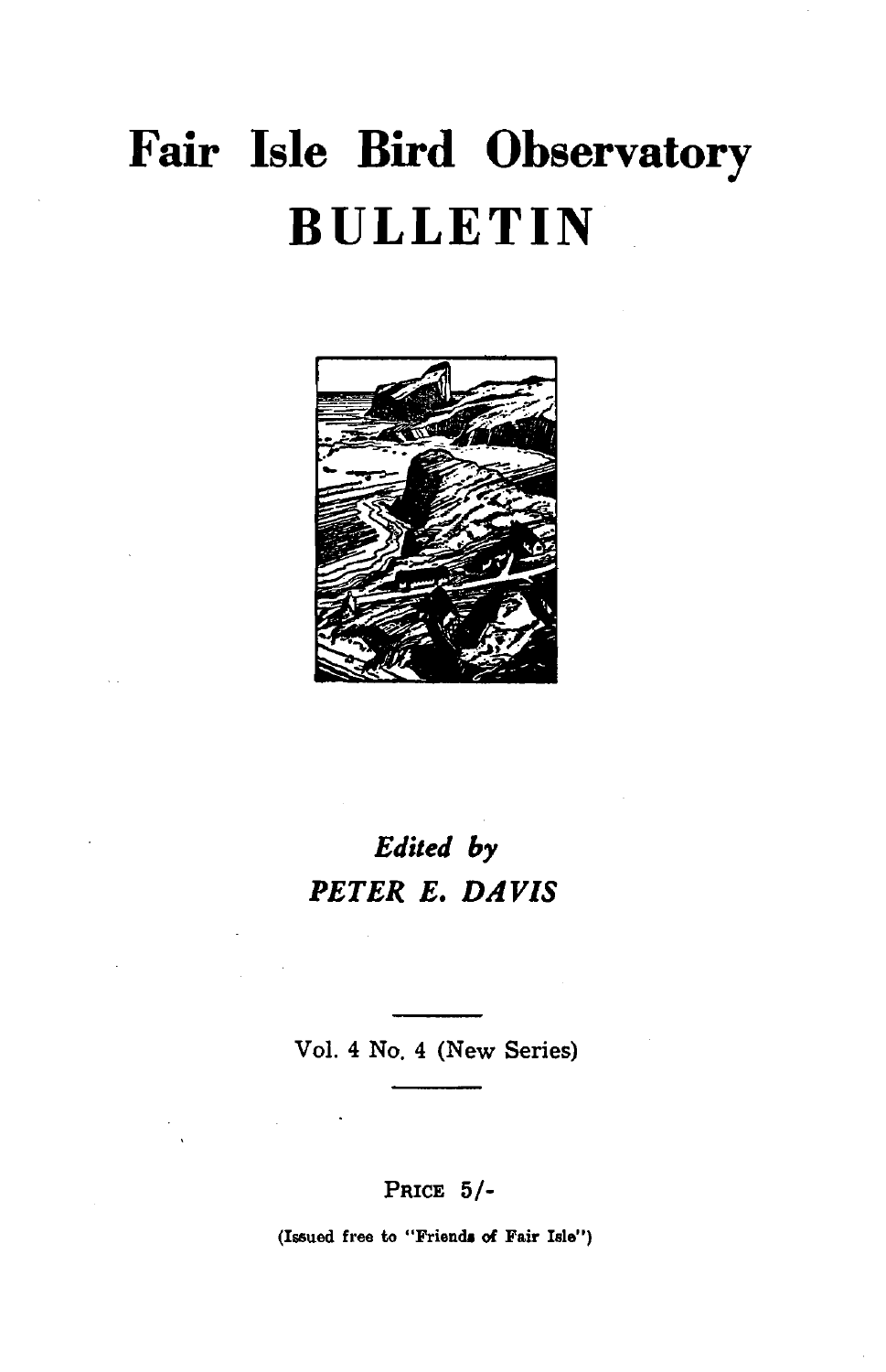# Fair Isle Bird Observatory

# BULLETIN

*Edited by*

*PETER E. DAVIS*

Vol. 4 No. 4 (New Series)

PRICE 5/-

(Issued free to "Friends of Fair Isle")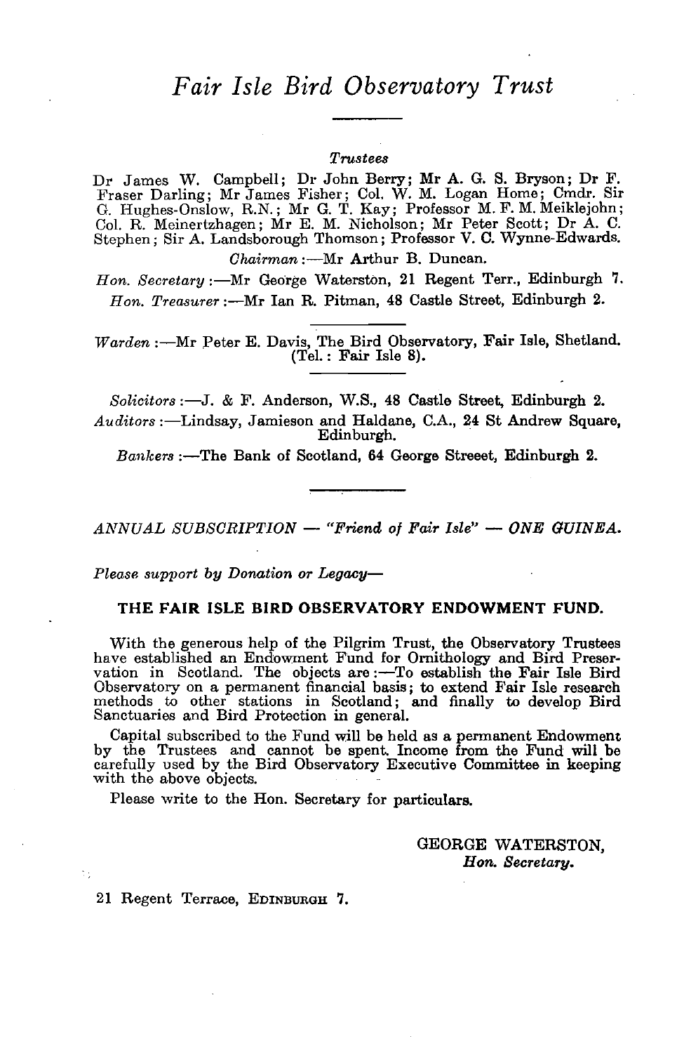# *Fair Isle Bird Observatory Trust*

---

*Trustees*

Dr James W. Campbell; Dr John Berry; Mr A. G. S. Bryson; Dr F. Fraser Darling; Mr James Fisher; Col. W. M. Logan Home; Cmdr. Sir G. Hughes-Onslow, R.N.; Mr G. T. Kay; Professor M. F. M. Meiklejohn; Col. R. Meinertzhagen; Mr E. M. Nicholson; Mr Peter Scott; Dr A. C. Stephen; Sir A. Landsborough Thomson; Professor V. C. Wynne-Edwards.

*Chairman*:—Mr Arthur B. Duncan.

*Hon. Secretary*:—Mr George Waterston, 21 Regent Terr., Edinburgh 7.

*Hon. Treasurer*:—Mr Ian R. Pitman, 48 Castle Street, Edinburgh 2.

---

*Warden*:—Mr Peter E. Davis, The Bird Observatory, Fair Isle, Shetland. (Tel.: Fair Isle 8).

---

*Solicitors*:—J. & F. Anderson, W.S., 48 Castle Street, Edinburgh 2.

*Auditors*:—Lindsay, Jamieson and Haldane, C.A., 24 St Andrew Square, Edinburgh.

*Bankers*:—The Bank of Scotland, 64 George Streeet, Edinburgh 2.

---

*ANNUAL SUBSCRIPTION — "Friend of Fair Isle" — ONE GUINEA.*

*Please support by Donation or Legacy—*

**THE FAIR ISLE BIRD OBSERVATORY ENDOWMENT FUND.**

With the generous help of the Pilgrim Trust, the Observatory Trustees have established an Endowment Fund for Ornithology and Bird Preservation in Scotland. The objects are:—To establish the Fair Isle Bird Observatory on a permanent financial basis; to extend Fair Isle research methods to other stations in Scotland; and finally to develop Bird Sanctuaries and Bird Protection in general.

Capital subscribed to the Fund will be held as a permanent Endowment by the Trustees and cannot be spent. Income from the Fund will be carefully used by the Bird Observatory Executive Committee in keeping with the above objects.

Please write to the Hon. Secretary for particulars.

GEORGE WATERSTON,
*Hon. Secretary.*

21 Regent Terrace, EDINBURGH 7.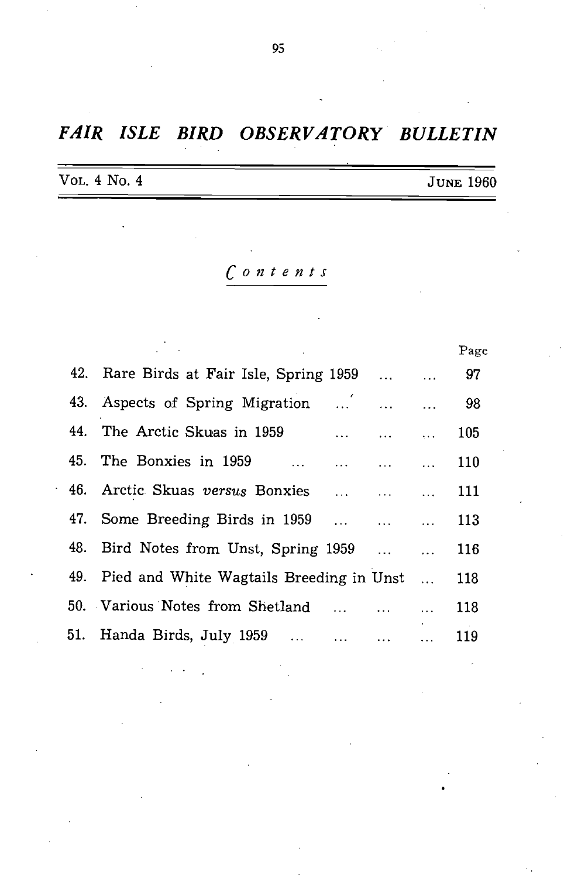# *FAIR ISLE BIRD OBSERVATORY BULLETIN*

VOL. 4 No. 4 JUNE 1960

## *Contents*

| | | Page |
|---|---|---|
| 42. | Rare Birds at Fair Isle, Spring 1959 ... ... | 97 |
| 43. | Aspects of Spring Migration ... ... ... | 98 |
| 44. | The Arctic Skuas in 1959 ... ... ... | 105 |
| 45. | The Bonxies in 1959 ... ... ... ... | 110 |
| 46. | Arctic Skuas *versus* Bonxies ... ... ... | 111 |
| 47. | Some Breeding Birds in 1959 ... ... ... | 113 |
| 48. | Bird Notes from Unst, Spring 1959 ... ... | 116 |
| 49. | Pied and White Wagtails Breeding in Unst ... | 118 |
| 50. | Various Notes from Shetland ... ... ... | 118 |
| 51. | Handa Birds, July 1959 ... ... ... ... | 119 |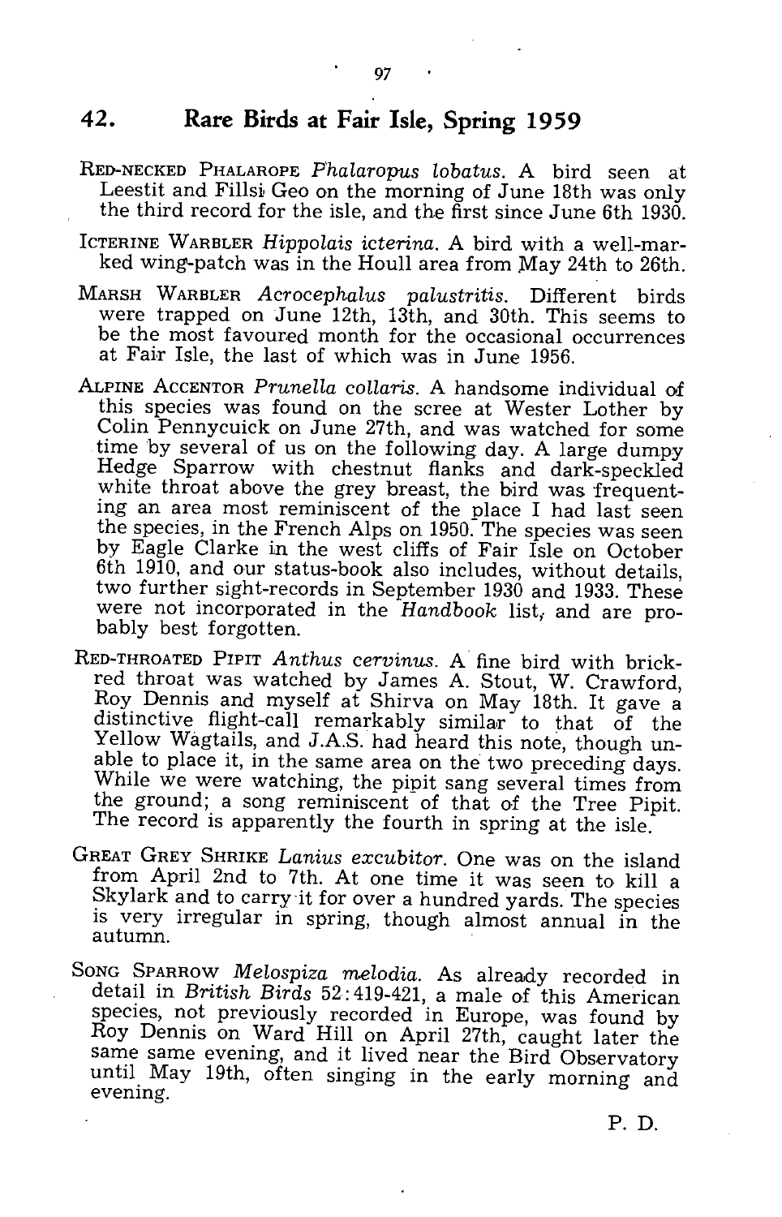## 42. Rare Birds at Fair Isle, Spring 1959

RED-NECKED PHALAROPE *Phalaropus lobatus*. A bird seen at Leestit and Fillsi Geo on the morning of June 18th was only the third record for the isle, and the first since June 6th 1930.

ICTERINE WARBLER *Hippolais icterina*. A bird with a well-marked wing-patch was in the Houll area from May 24th to 26th.

MARSH WARBLER *Acrocephalus palustritis*. Different birds were trapped on June 12th, 13th, and 30th. This seems to be the most favoured month for the occasional occurrences at Fair Isle, the last of which was in June 1956.

ALPINE ACCENTOR *Prunella collaris*. A handsome individual of this species was found on the scree at Wester Lother by Colin Pennycuick on June 27th, and was watched for some time by several of us on the following day. A large dumpy Hedge Sparrow with chestnut flanks and dark-speckled white throat above the grey breast, the bird was frequenting an area most reminiscent of the place I had last seen the species, in the French Alps on 1950. The species was seen by Eagle Clarke in the west cliffs of Fair Isle on October 6th 1910, and our status-book also includes, without details, two further sight-records in September 1930 and 1933. These were not incorporated in the *Handbook* list, and are probably best forgotten.

RED-THROATED PIPIT *Anthus cervinus*. A fine bird with brick-red throat was watched by James A. Stout, W. Crawford, Roy Dennis and myself at Shirva on May 18th. It gave a distinctive flight-call remarkably similar to that of the Yellow Wagtails, and J.A.S. had heard this note, though unable to place it, in the same area on the two preceding days. While we were watching, the pipit sang several times from the ground; a song reminiscent of that of the Tree Pipit. The record is apparently the fourth in spring at the isle.

GREAT GREY SHRIKE *Lanius excubitor*. One was on the island from April 2nd to 7th. At one time it was seen to kill a Skylark and to carry it for over a hundred yards. The species is very irregular in spring, though almost annual in the autumn.

SONG SPARROW *Melospiza melodia*. As already recorded in detail in *British Birds* 52:419-421, a male of this American species, not previously recorded in Europe, was found by Roy Dennis on Ward Hill on April 27th, caught later the same same evening, and it lived near the Bird Observatory until May 19th, often singing in the early morning and evening.

P. D.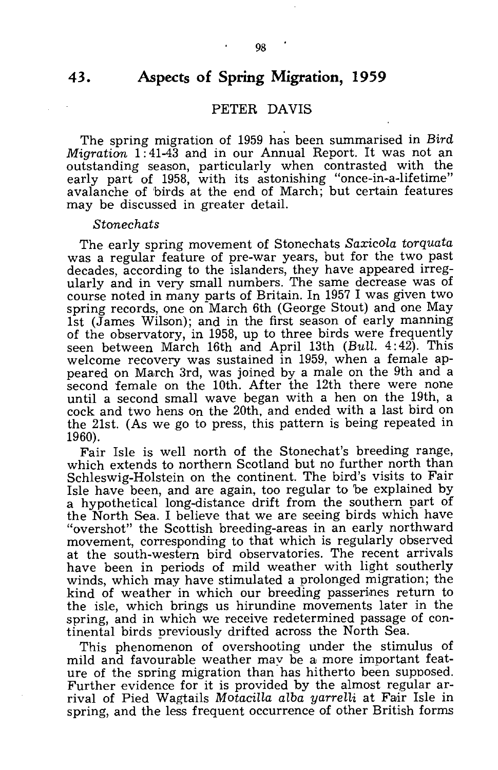## 43. Aspects of Spring Migration, 1959

PETER DAVIS

The spring migration of 1959 has been summarised in *Bird Migration* 1:41-43 and in our Annual Report. It was not an outstanding season, particularly when contrasted with the early part of 1958, with its astonishing "once-in-a-lifetime" avalanche of birds at the end of March; but certain features may be discussed in greater detail.

### *Stonechats*

The early spring movement of Stonechats *Saxicola torquata* was a regular feature of pre-war years, but for the two past decades, according to the islanders, they have appeared irregularly and in very small numbers. The same decrease was of course noted in many parts of Britain. In 1957 I was given two spring records, one on March 6th (George Stout) and one May 1st (James Wilson); and in the first season of early manning of the observatory, in 1958, up to three birds were frequently seen between March 16th and April 13th (*Bull.* 4:42). This welcome recovery was sustained in 1959, when a female appeared on March 3rd, was joined by a male on the 9th and a second female on the 10th. After the 12th there were none until a second small wave began with a hen on the 19th, a cock and two hens on the 20th, and ended with a last bird on the 21st. (As we go to press, this pattern is being repeated in 1960).

Fair Isle is well north of the Stonechat's breeding range, which extends to northern Scotland but no further north than Schleswig-Holstein on the continent. The bird's visits to Fair Isle have been, and are again, too regular to be explained by a hypothetical long-distance drift from the southern part of the North Sea. I believe that we are seeing birds which have "overshot" the Scottish breeding-areas in an early northward movement, corresponding to that which is regularly observed at the south-western bird observatories. The recent arrivals have been in periods of mild weather with light southerly winds, which may have stimulated a prolonged migration; the kind of weather in which our breeding passerines return to the isle, which brings us hirundine movements later in the spring, and in which we receive redetermined passage of continental birds previously drifted across the North Sea.

This phenomenon of overshooting under the stimulus of mild and favourable weather may be a more important feature of the spring migration than has hitherto been supposed. Further evidence for it is provided by the almost regular arrival of Pied Wagtails *Motacilla alba yarrelli* at Fair Isle in spring, and the less frequent occurrence of other British forms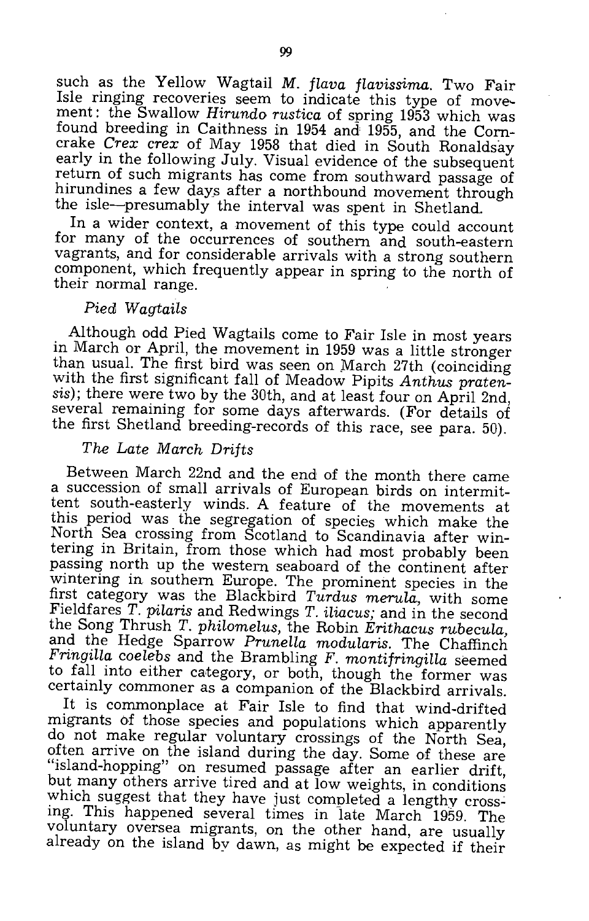such as the Yellow Wagtail *M. flava flavissima*. Two Fair Isle ringing recoveries seem to indicate this type of movement: the Swallow *Hirundo rustica* of spring 1953 which was found breeding in Caithness in 1954 and 1955, and the Corncrake *Crex crex* of May 1958 that died in South Ronaldsay early in the following July. Visual evidence of the subsequent return of such migrants has come from southward passage of hirundines a few days after a northbound movement through the isle—presumably the interval was spent in Shetland.

In a wider context, a movement of this type could account for many of the occurrences of southern and south-eastern vagrants, and for considerable arrivals with a strong southern component, which frequently appear in spring to the north of their normal range.

### *Pied Wagtails*

Although odd Pied Wagtails come to Fair Isle in most years in March or April, the movement in 1959 was a little stronger than usual. The first bird was seen on March 27th (coinciding with the first significant fall of Meadow Pipits *Anthus pratensis*); there were two by the 30th, and at least four on April 2nd, several remaining for some days afterwards. (For details of the first Shetland breeding-records of this race, see para. 50).

### *The Late March Drifts*

Between March 22nd and the end of the month there came a succession of small arrivals of European birds on intermittent south-easterly winds. A feature of the movements at this period was the segregation of species which make the North Sea crossing from Scotland to Scandinavia after wintering in Britain, from those which had most probably been passing north up the western seaboard of the continent after wintering in southern Europe. The prominent species in the first category was the Blackbird *Turdus merula*, with some Fieldfares *T. pilaris* and Redwings *T. iliacus;* and in the second the Song Thrush *T. philomelus*, the Robin *Erithacus rubecula*, and the Hedge Sparrow *Prunella modularis*. The Chaffinch *Fringilla coelebs* and the Brambling *F. montifringilla* seemed to fall into either category, or both, though the former was certainly commoner as a companion of the Blackbird arrivals.

It is commonplace at Fair Isle to find that wind-drifted migrants of those species and populations which apparently do not make regular voluntary crossings of the North Sea, often arrive on the island during the day. Some of these are "island-hopping" on resumed passage after an earlier drift, but many others arrive tired and at low weights, in conditions which suggest that they have just completed a lengthy crossing. This happened several times in late March 1959. The voluntary oversea migrants, on the other hand, are usually already on the island by dawn, as might be expected if their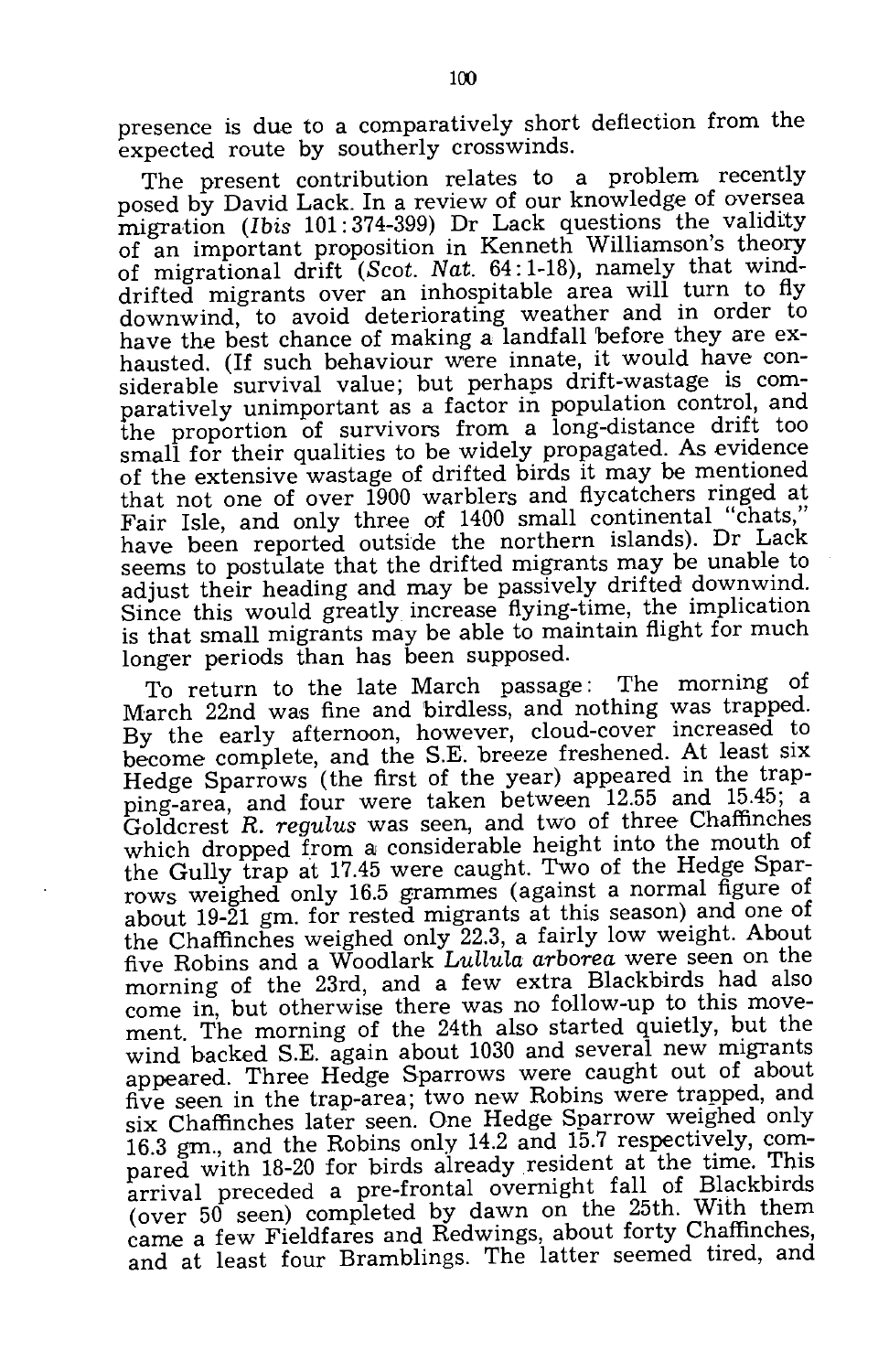presence is due to a comparatively short deflection from the expected route by southerly crosswinds.

The present contribution relates to a problem recently posed by David Lack. In a review of our knowledge of oversea migration (*Ibis* 101:374-399) Dr Lack questions the validity of an important proposition in Kenneth Williamson's theory of migrational drift (*Scot. Nat.* 64:1-18), namely that wind-drifted migrants over an inhospitable area will turn to fly downwind, to avoid deteriorating weather and in order to have the best chance of making a landfall before they are exhausted. (If such behaviour were innate, it would have considerable survival value; but perhaps drift-wastage is comparatively unimportant as a factor in population control, and the proportion of survivors from a long-distance drift too small for their qualities to be widely propagated. As evidence of the extensive wastage of drifted birds it may be mentioned that not one of over 1900 warblers and flycatchers ringed at Fair Isle, and only three of 1400 small continental "chats," have been reported outside the northern islands). Dr Lack seems to postulate that the drifted migrants may be unable to adjust their heading and may be passively drifted downwind. Since this would greatly increase flying-time, the implication is that small migrants may be able to maintain flight for much longer periods than has been supposed.

To return to the late March passage: The morning of March 22nd was fine and birdless, and nothing was trapped. By the early afternoon, however, cloud-cover increased to become complete, and the S.E. breeze freshened. At least six Hedge Sparrows (the first of the year) appeared in the trapping-area, and four were taken between 12.55 and 15.45; a Goldcrest *R. regulus* was seen, and two of three Chaffinches which dropped from a considerable height into the mouth of the Gully trap at 17.45 were caught. Two of the Hedge Sparrows weighed only 16.5 grammes (against a normal figure of about 19-21 gm. for rested migrants at this season) and one of the Chaffinches weighed only 22.3, a fairly low weight. About five Robins and a Woodlark *Lullula arborea* were seen on the morning of the 23rd, and a few extra Blackbirds had also come in, but otherwise there was no follow-up to this movement. The morning of the 24th also started quietly, but the wind backed S.E. again about 1030 and several new migrants appeared. Three Hedge Sparrows were caught out of about five seen in the trap-area; two new Robins were trapped, and six Chaffinches later seen. One Hedge Sparrow weighed only 16.3 gm., and the Robins only 14.2 and 15.7 respectively, compared with 18-20 for birds already resident at the time. This arrival preceded a pre-frontal overnight fall of Blackbirds (over 50 seen) completed by dawn on the 25th. With them came a few Fieldfares and Redwings, about forty Chaffinches, and at least four Bramblings. The latter seemed tired, and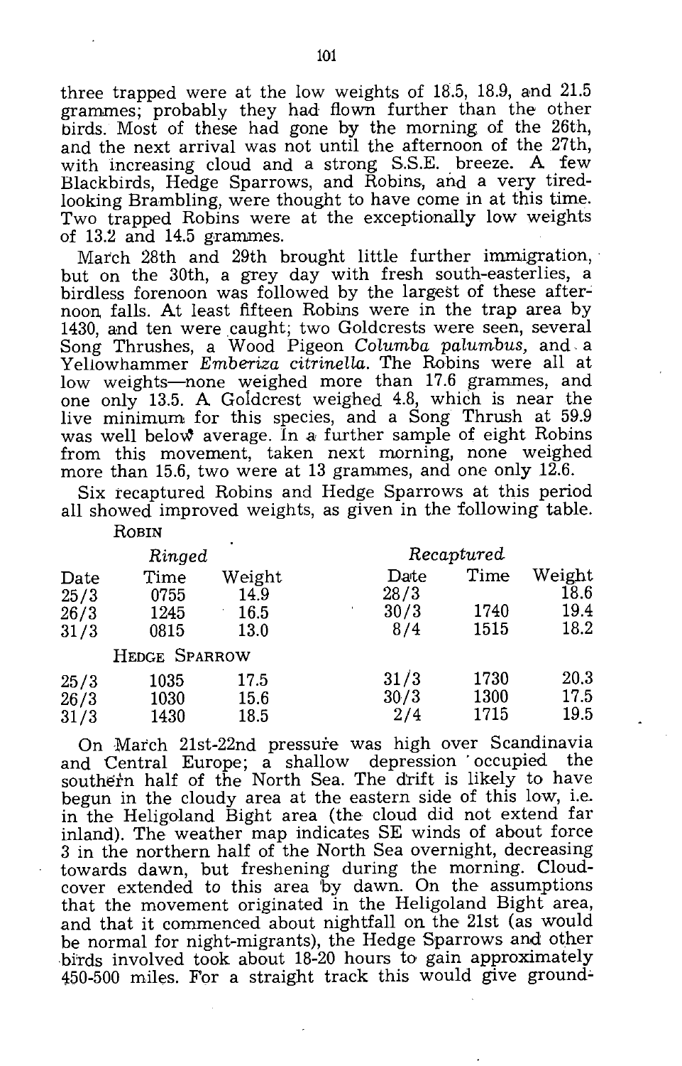three trapped were at the low weights of 18.5, 18.9, and 21.5 grammes; probably they had flown further than the other birds. Most of these had gone by the morning of the 26th, and the next arrival was not until the afternoon of the 27th, with increasing cloud and a strong S.S.E. breeze. A few Blackbirds, Hedge Sparrows, and Robins, and a very tired-looking Brambling, were thought to have come in at this time. Two trapped Robins were at the exceptionally low weights of 13.2 and 14.5 grammes.

March 28th and 29th brought little further immigration, but on the 30th, a grey day with fresh south-easterlies, a birdless forenoon was followed by the largest of these afternoon falls. At least fifteen Robins were in the trap area by 1430, and ten were caught; two Goldcrests were seen, several Song Thrushes, a Wood Pigeon *Columba palumbus,* and a Yellowhammer *Emberiza citrinella.* The Robins were all at low weights—none weighed more than 17.6 grammes, and one only 13.5. A Goldcrest weighed 4.8, which is near the live minimum for this species, and a Song Thrush at 59.9 was well below average. In a further sample of eight Robins from this movement, taken next morning, none weighed more than 15.6, two were at 13 grammes, and one only 12.6.

Six recaptured Robins and Hedge Sparrows at this period all showed improved weights, as given in the following table.

| | Ringed | | | Recaptured | |
|---|---|---|---|---|---|
| | *Ringed* | | | *Recaptured* | |
| **ROBIN** | | | | | |
| Date | Time | Weight | Date | Time | Weight |
| 25/3 | 0755 | 14.9 | 28/3 | | 18.6 |
| 26/3 | 1245 | 16.5 | 30/3 | 1740 | 19.4 |
| 31/3 | 0815 | 13.0 | 8/4 | 1515 | 18.2 |
| **HEDGE SPARROW** | | | | | |
| 25/3 | 1035 | 17.5 | 31/3 | 1730 | 20.3 |
| 26/3 | 1030 | 15.6 | 30/3 | 1300 | 17.5 |
| 31/3 | 1430 | 18.5 | 2/4 | 1715 | 19.5 |

On March 21st-22nd pressure was high over Scandinavia and Central Europe; a shallow depression occupied the southern half of the North Sea. The drift is likely to have begun in the cloudy area at the eastern side of this low, i.e. in the Heligoland Bight area (the cloud did not extend far inland). The weather map indicates SE winds of about force 3 in the northern half of the North Sea overnight, decreasing towards dawn, but freshening during the morning. Cloud-cover extended to this area by dawn. On the assumptions that the movement originated in the Heligoland Bight area, and that it commenced about nightfall on the 21st (as would be normal for night-migrants), the Hedge Sparrows and other birds involved took about 18-20 hours to gain approximately 450-500 miles. For a straight track this would give ground-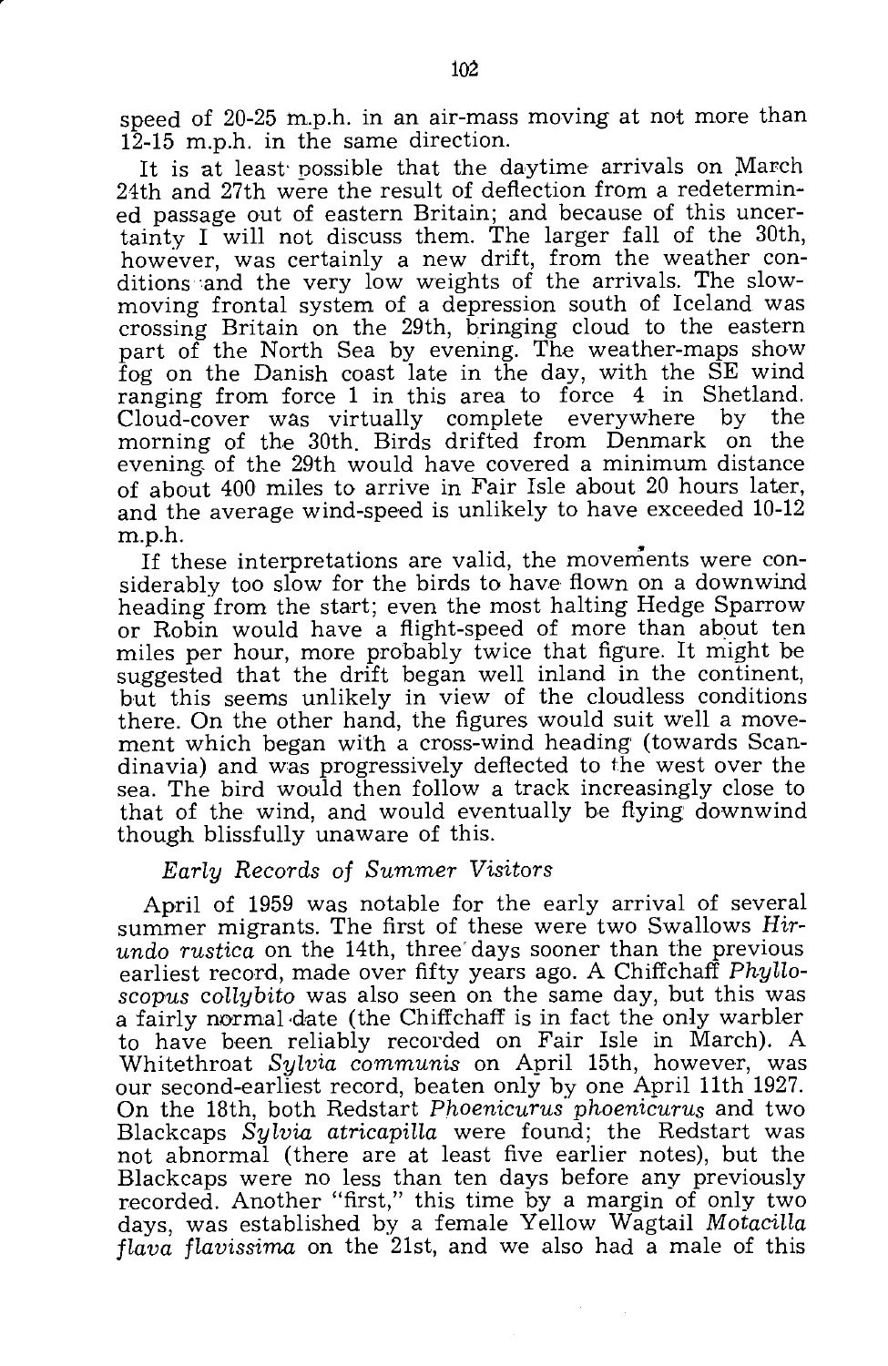speed of 20-25 m.p.h. in an air-mass moving at not more than 12-15 m.p.h. in the same direction.

It is at least possible that the daytime arrivals on March 24th and 27th were the result of deflection from a redetermined passage out of eastern Britain; and because of this uncertainty I will not discuss them. The larger fall of the 30th, however, was certainly a new drift, from the weather conditions and the very low weights of the arrivals. The slow-moving frontal system of a depression south of Iceland was crossing Britain on the 29th, bringing cloud to the eastern part of the North Sea by evening. The weather-maps show fog on the Danish coast late in the day, with the SE wind ranging from force 1 in this area to force 4 in Shetland. Cloud-cover was virtually complete everywhere by the morning of the 30th. Birds drifted from Denmark on the evening of the 29th would have covered a minimum distance of about 400 miles to arrive in Fair Isle about 20 hours later, and the average wind-speed is unlikely to have exceeded 10-12 m.p.h.

If these interpretations are valid, the movements were considerably too slow for the birds to have flown on a downwind heading from the start; even the most halting Hedge Sparrow or Robin would have a flight-speed of more than about ten miles per hour, more probably twice that figure. It might be suggested that the drift began well inland in the continent, but this seems unlikely in view of the cloudless conditions there. On the other hand, the figures would suit well a movement which began with a cross-wind heading (towards Scandinavia) and was progressively deflected to the west over the sea. The bird would then follow a track increasingly close to that of the wind, and would eventually be flying downwind though blissfully unaware of this.

### *Early Records of Summer Visitors*

April of 1959 was notable for the early arrival of several summer migrants. The first of these were two Swallows *Hirundo rustica* on the 14th, three days sooner than the previous earliest record, made over fifty years ago. A Chiffchaff *Phylloscopus collybito* was also seen on the same day, but this was a fairly normal date (the Chiffchaff is in fact the only warbler to have been reliably recorded on Fair Isle in March). A Whitethroat *Sylvia communis* on April 15th, however, was our second-earliest record, beaten only by one April 11th 1927. On the 18th, both Redstart *Phoenicurus phoenicurus* and two Blackcaps *Sylvia atricapilla* were found; the Redstart was not abnormal (there are at least five earlier notes), but the Blackcaps were no less than ten days before any previously recorded. Another "first," this time by a margin of only two days, was established by a female Yellow Wagtail *Motacilla flava flavissima* on the 21st, and we also had a male of this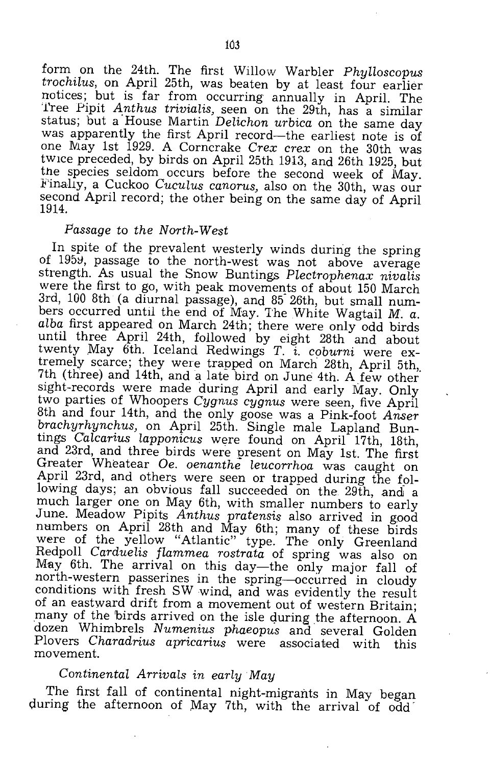form on the 24th. The first Willow Warbler *Phylloscopus trochilus*, on April 25th, was beaten by at least four earlier notices; but is far from occurring annually in April. The Tree Pipit *Anthus trivialis*, seen on the 29th, has a similar status; but a House Martin *Delichon urbica* on the same day was apparently the first April record—the earliest note is of one May 1st 1929. A Corncrake *Crex crex* on the 30th was twice preceded, by birds on April 25th 1913, and 26th 1925, but the species seldom occurs before the second week of May. Finally, a Cuckoo *Cuculus canorus*, also on the 30th, was our second April record; the other being on the same day of April 1914.

### *Passage to the North-West*

In spite of the prevalent westerly winds during the spring of 1959, passage to the north-west was not above average strength. As usual the Snow Buntings *Plectrophenax nivalis* were the first to go, with peak movements of about 150 March 3rd, 100 8th (a diurnal passage), and 85 26th, but small numbers occurred until the end of May. The White Wagtail *M. a. alba* first appeared on March 24th; there were only odd birds until three April 24th, followed by eight 28th and about twenty May 6th. Iceland Redwings *T. i. coburni* were extremely scarce; they were trapped on March 28th, April 5th, 7th (three) and 14th, and a late bird on June 4th. A few other sight-records were made during April and early May. Only two parties of Whoopers *Cygnus cygnus* were seen, five April 8th and four 14th, and the only goose was a Pink-foot *Anser brachyrhynchus*, on April 25th. Single male Lapland Buntings *Calcarius lapponicus* were found on April 17th, 18th, and 23rd, and three birds were present on May 1st. The first Greater Wheatear *Oe. oenanthe leucorrhoa* was caught on April 23rd, and others were seen or trapped during the following days; an obvious fall succeeded on the 29th, and a much larger one on May 6th, with smaller numbers to early June. Meadow Pipits *Anthus pratensis* also arrived in good numbers on April 28th and May 6th; many of these birds were of the yellow "Atlantic" type. The only Greenland Redpoll *Carduelis flammea rostrata* of spring was also on May 6th. The arrival on this day—the only major fall of north-western passerines in the spring—occurred in cloudy conditions with fresh SW wind, and was evidently the result of an eastward drift from a movement out of western Britain; many of the birds arrived on the isle during the afternoon. A dozen Whimbrels *Numenius phaeopus* and several Golden Plovers *Charadrius apricarius* were associated with this movement.

### *Continental Arrivals in early May*

The first fall of continental night-migrants in May began during the afternoon of May 7th, with the arrival of odd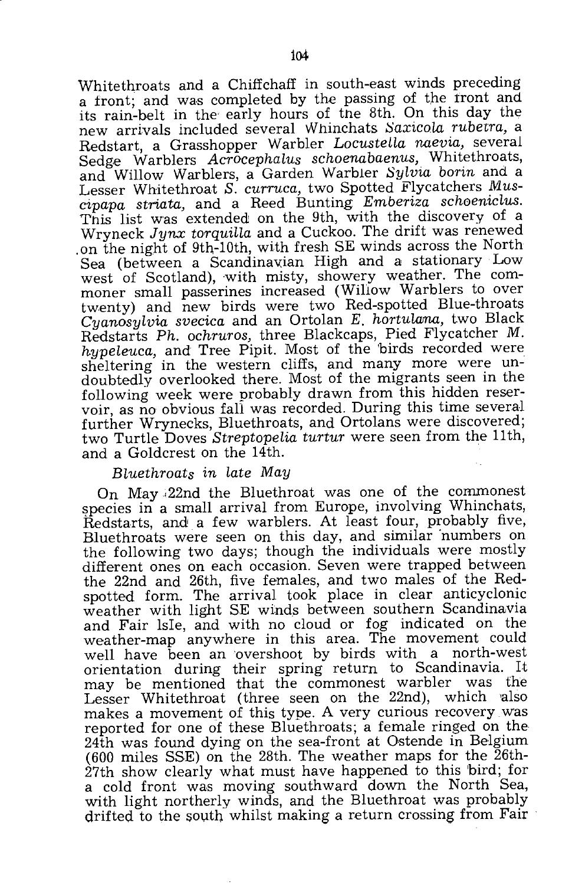Whitethroats and a Chiffchaff in south-east winds preceding a front; and was completed by the passing of the front and its rain-belt in the early hours of the 8th. On this day the new arrivals included several Whinchats *Saxicola rubetra*, a Redstart, a Grasshopper Warbler *Locustella naevia*, several Sedge Warblers *Acrocephalus schoenabaenus*, Whitethroats, and Willow Warblers, a Garden Warbler *Sylvia borin* and a Lesser Whitethroat *S. curruca*, two Spotted Flycatchers *Muscipapa striata*, and a Reed Bunting *Emberiza schoeniclus*. This list was extended on the 9th, with the discovery of a Wryneck *Jynx torquilla* and a Cuckoo. The drift was renewed on the night of 9th-10th, with fresh SE winds across the North Sea (between a Scandinavian High and a stationary Low west of Scotland), with misty, showery weather. The commoner small passerines increased (Willow Warblers to over twenty) and new birds were two Red-spotted Blue-throats *Cyanosylvia svecica* and an Ortolan *E. hortulana*, two Black Redstarts *Ph. ochruros*, three Blackcaps, Pied Flycatcher *M. hypeleuca*, and Tree Pipit. Most of the birds recorded were sheltering in the western cliffs, and many more were undoubtedly overlooked there. Most of the migrants seen in the following week were probably drawn from this hidden reservoir, as no obvious fall was recorded. During this time several further Wrynecks, Bluethroats, and Ortolans were discovered; two Turtle Doves *Streptopelia turtur* were seen from the 11th, and a Goldcrest on the 14th.

*Bluethroats in late May*

On May 22nd the Bluethroat was one of the commonest species in a small arrival from Europe, involving Whinchats, Redstarts, and a few warblers. At least four, probably five, Bluethroats were seen on this day, and similar numbers on the following two days; though the individuals were mostly different ones on each occasion. Seven were trapped between the 22nd and 26th, five females, and two males of the Red-spotted form. The arrival took place in clear anticyclonic weather with light SE winds between southern Scandinavia and Fair Isle, and with no cloud or fog indicated on the weather-map anywhere in this area. The movement could well have been an overshoot by birds with a north-west orientation during their spring return to Scandinavia. It may be mentioned that the commonest warbler was the Lesser Whitethroat (three seen on the 22nd), which also makes a movement of this type. A very curious recovery was reported for one of these Bluethroats; a female ringed on the 24th was found dying on the sea-front at Ostende in Belgium (600 miles SSE) on the 28th. The weather maps for the 26th-27th show clearly what must have happened to this bird; for a cold front was moving southward down the North Sea, with light northerly winds, and the Bluethroat was probably drifted to the south whilst making a return crossing from Fair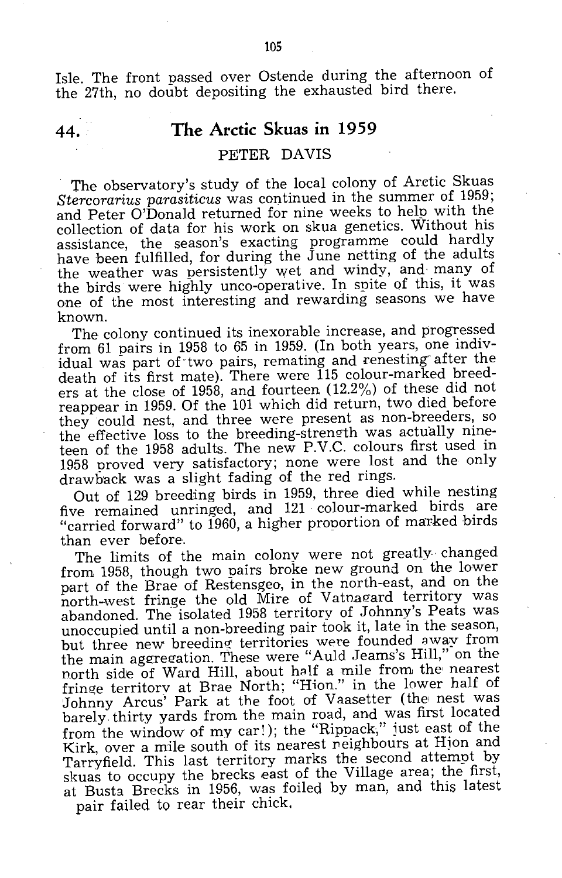Isle. The front passed over Ostende during the afternoon of the 27th, no doubt depositing the exhausted bird there.

## 44. The Arctic Skuas in 1959

PETER DAVIS

The observatory's study of the local colony of Arctic Skuas *Stercorarius parasiticus* was continued in the summer of 1959; and Peter O'Donald returned for nine weeks to help with the collection of data for his work on skua genetics. Without his assistance, the season's exacting programme could hardly have been fulfilled, for during the June netting of the adults the weather was persistently wet and windy, and many of the birds were highly unco-operative. In spite of this, it was one of the most interesting and rewarding seasons we have known.

The colony continued its inexorable increase, and progressed from 61 pairs in 1958 to 65 in 1959. (In both years, one individual was part of two pairs, remating and renesting after the death of its first mate). There were 115 colour-marked breeders at the close of 1958, and fourteen (12.2%) of these did not reappear in 1959. Of the 101 which did return, two died before they could nest, and three were present as non-breeders, so the effective loss to the breeding-strength was actually nineteen of the 1958 adults. The new P.V.C. colours first used in 1958 proved very satisfactory; none were lost and the only drawback was a slight fading of the red rings.

Out of 129 breeding birds in 1959, three died while nesting five remained unringed, and 121 colour-marked birds are "carried forward" to 1960, a higher proportion of marked birds than ever before.

The limits of the main colony were not greatly changed from 1958, though two pairs broke new ground on the lower part of the Brae of Restensgeo, in the north-east, and on the north-west fringe the old Mire of Vatnagard territory was abandoned. The isolated 1958 territory of Johnny's Peats was unoccupied until a non-breeding pair took it, late in the season, but three new breeding territories were founded away from the main aggregation. These were "Auld Jeams's Hill," on the north side of Ward Hill, about half a mile from the nearest fringe territory at Brae North; "Hion." in the lower half of Johnny Arcus' Park at the foot of Vaasetter (the nest was barely thirty yards from the main road, and was first located from the window of my car!); the "Rippack," just east of the Kirk, over a mile south of its nearest neighbours at Hion and Tarryfield. This last territory marks the second attempt by skuas to occupy the brecks east of the Village area; the first, at Busta Brecks in 1956, was foiled by man, and this latest pair failed to rear their chick.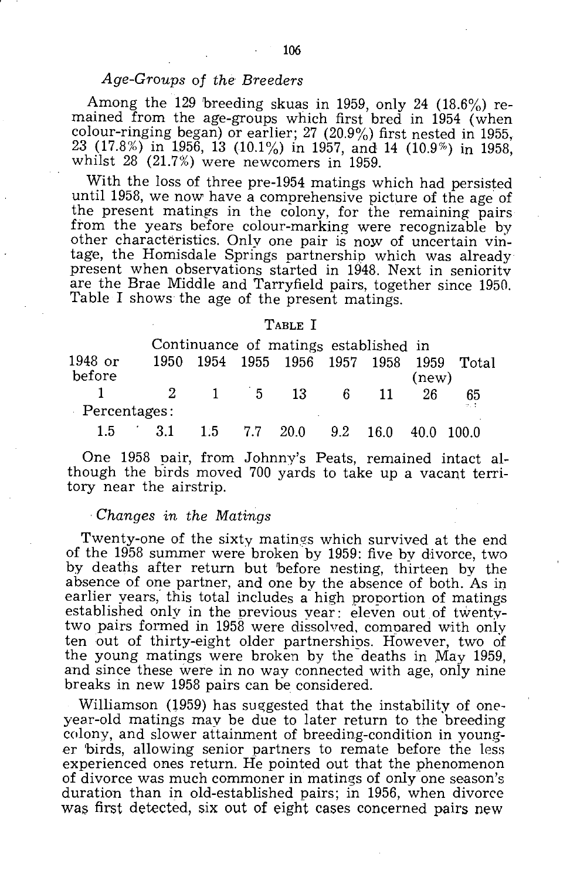### *Age-Groups of the Breeders*

Among the 129 breeding skuas in 1959, only 24 (18.6%) remained from the age-groups which first bred in 1954 (when colour-ringing began) or earlier; 27 (20.9%) first nested in 1955, 23 (17.8%) in 1956, 13 (10.1%) in 1957, and 14 (10.9%) in 1958, whilst 28 (21.7%) were newcomers in 1959.

With the loss of three pre-1954 matings which had persisted until 1958, we now have a comprehensive picture of the age of the present matings in the colony, for the remaining pairs from the years before colour-marking were recognizable by other characteristics. Only one pair is now of uncertain vintage, the Homisdale Springs partnership which was already present when observations started in 1948. Next in seniority are the Brae Middle and Tarryfield pairs, together since 1950. Table I shows the age of the present matings.

TABLE I

Continuance of matings established in

| 1948 or before | 1950 | 1954 | 1955 | 1956 | 1957 | 1958 | 1959 (new) | Total |
|---|---|---|---|---|---|---|---|---|
| 1 | 2 | 1 | 5 | 13 | 6 | 11 | 26 | 65 |
| Percentages: | | | | | | | | |
| 1.5 | 3.1 | 1.5 | 7.7 | 20.0 | 9.2 | 16.0 | 40.0 | 100.0 |

One 1958 pair, from Johnny's Peats, remained intact although the birds moved 700 yards to take up a vacant territory near the airstrip.

### *Changes in the Matings*

Twenty-one of the sixty matings which survived at the end of the 1958 summer were broken by 1959: five by divorce, two by deaths after return but before nesting, thirteen by the absence of one partner, and one by the absence of both. As in earlier years, this total includes a high proportion of matings established only in the previous year: eleven out of twenty-two pairs formed in 1958 were dissolved, compared with only ten out of thirty-eight older partnerships. However, two of the young matings were broken by the deaths in May 1959, and since these were in no way connected with age, only nine breaks in new 1958 pairs can be considered.

Williamson (1959) has suggested that the instability of one-year-old matings may be due to later return to the breeding colony, and slower attainment of breeding-condition in younger birds, allowing senior partners to remate before the less experienced ones return. He pointed out that the phenomenon of divorce was much commoner in matings of only one season's duration than in old-established pairs; in 1956, when divorce was first detected, six out of eight cases concerned pairs new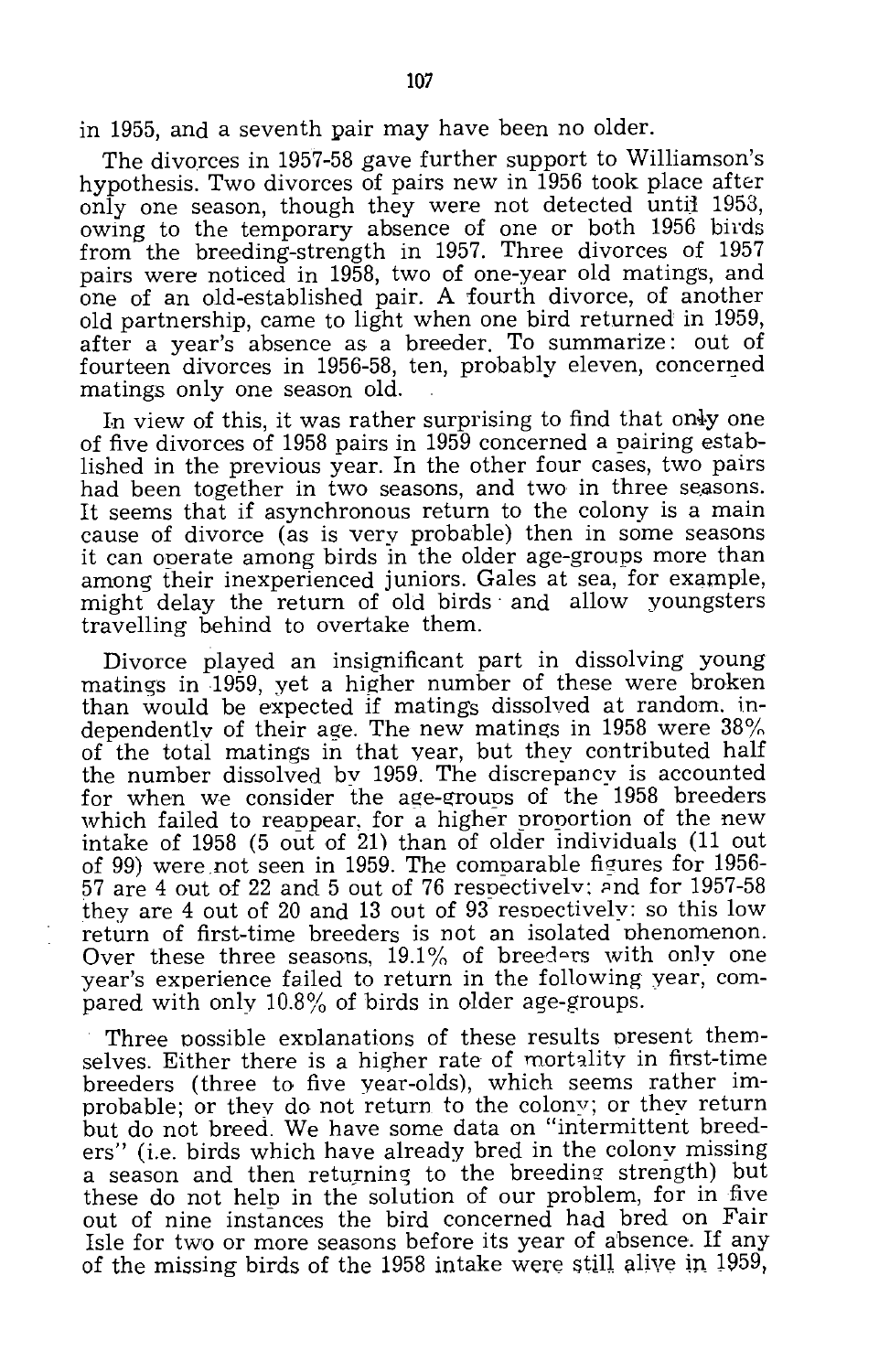in 1955, and a seventh pair may have been no older.

The divorces in 1957-58 gave further support to Williamson's hypothesis. Two divorces of pairs new in 1956 took place after only one season, though they were not detected until 1958, owing to the temporary absence of one or both 1956 birds from the breeding-strength in 1957. Three divorces of 1957 pairs were noticed in 1958, two of one-year old matings, and one of an old-established pair. A fourth divorce, of another old partnership, came to light when one bird returned in 1959, after a year's absence as a breeder. To summarize: out of fourteen divorces in 1956-58, ten, probably eleven, concerned matings only one season old.

In view of this, it was rather surprising to find that only one of five divorces of 1958 pairs in 1959 concerned a pairing established in the previous year. In the other four cases, two pairs had been together in two seasons, and two in three seasons. It seems that if asynchronous return to the colony is a main cause of divorce (as is very probable) then in some seasons it can operate among birds in the older age-groups more than among their inexperienced juniors. Gales at sea, for example, might delay the return of old birds and allow youngsters travelling behind to overtake them.

Divorce played an insignificant part in dissolving young matings in 1959, yet a higher number of these were broken than would be expected if matings dissolved at random, independently of their age. The new matings in 1958 were 38% of the total matings in that year, but they contributed half the number dissolved by 1959. The discrepancy is accounted for when we consider the age-groups of the 1958 breeders which failed to reappear, for a higher proportion of the new intake of 1958 (5 out of 21) than of older individuals (11 out of 99) were not seen in 1959. The comparable figures for 1956-57 are 4 out of 22 and 5 out of 76 respectively; and for 1957-58 they are 4 out of 20 and 13 out of 93 respectively: so this low return of first-time breeders is not an isolated phenomenon. Over these three seasons, 19.1% of breeders with only one year's experience failed to return in the following year, compared with only 10.8% of birds in older age-groups.

Three possible explanations of these results present themselves. Either there is a higher rate of mortality in first-time breeders (three to five year-olds), which seems rather improbable; or they do not return to the colony; or they return but do not breed. We have some data on "intermittent breeders" (i.e. birds which have already bred in the colony missing a season and then returning to the breeding strength) but these do not help in the solution of our problem, for in five out of nine instances the bird concerned had bred on Fair Isle for two or more seasons before its year of absence. If any of the missing birds of the 1958 intake were still alive in 1959,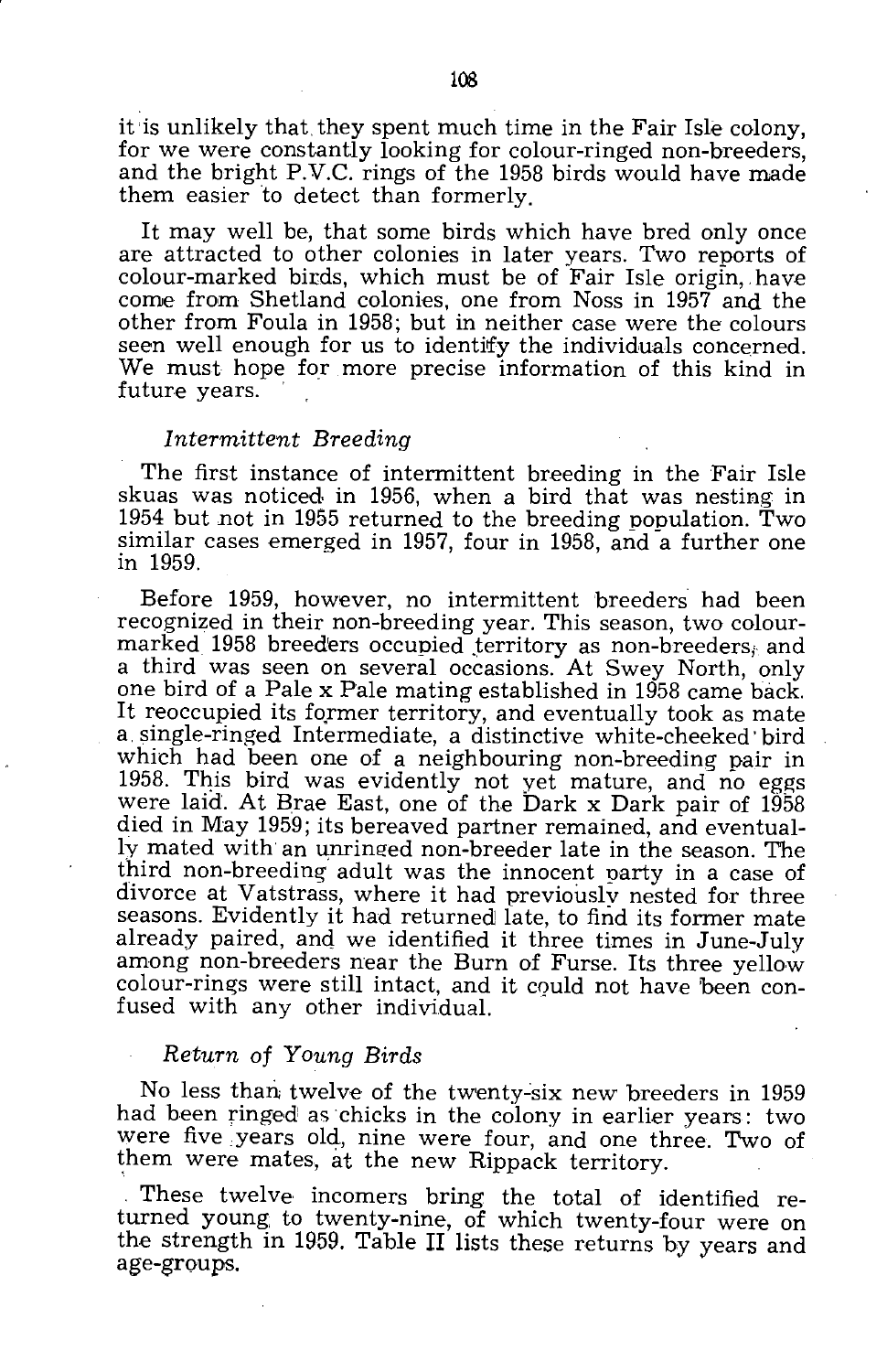it is unlikely that they spent much time in the Fair Isle colony, for we were constantly looking for colour-ringed non-breeders, and the bright P.V.C. rings of the 1958 birds would have made them easier to detect than formerly.

It may well be, that some birds which have bred only once are attracted to other colonies in later years. Two reports of colour-marked birds, which must be of Fair Isle origin, have come from Shetland colonies, one from Noss in 1957 and the other from Foula in 1958; but in neither case were the colours seen well enough for us to identify the individuals concerned. We must hope for more precise information of this kind in future years.

*Intermittent Breeding*

The first instance of intermittent breeding in the Fair Isle skuas was noticed in 1956, when a bird that was nesting in 1954 but not in 1955 returned to the breeding population. Two similar cases emerged in 1957, four in 1958, and a further one in 1959.

Before 1959, however, no intermittent breeders had been recognized in their non-breeding year. This season, two colour-marked 1958 breeders occupied territory as non-breeders, and a third was seen on several occasions. At Swey North, only one bird of a Pale x Pale mating established in 1958 came back. It reoccupied its former territory, and eventually took as mate a single-ringed Intermediate, a distinctive white-cheeked bird which had been one of a neighbouring non-breeding pair in 1958. This bird was evidently not yet mature, and no eggs were laid. At Brae East, one of the Dark x Dark pair of 1958 died in May 1959; its bereaved partner remained, and eventually mated with an unringed non-breeder late in the season. The third non-breeding adult was the innocent party in a case of divorce at Vatstrass, where it had previously nested for three seasons. Evidently it had returned late, to find its former mate already paired, and we identified it three times in June-July among non-breeders near the Burn of Furse. Its three yellow colour-rings were still intact, and it could not have been confused with any other individual.

*Return of Young Birds*

No less than twelve of the twenty-six new breeders in 1959 had been ringed as chicks in the colony in earlier years: two were five years old, nine were four, and one three. Two of them were mates, at the new Rippack territory.

These twelve incomers bring the total of identified returned young to twenty-nine, of which twenty-four were on the strength in 1959. Table II lists these returns by years and age-groups.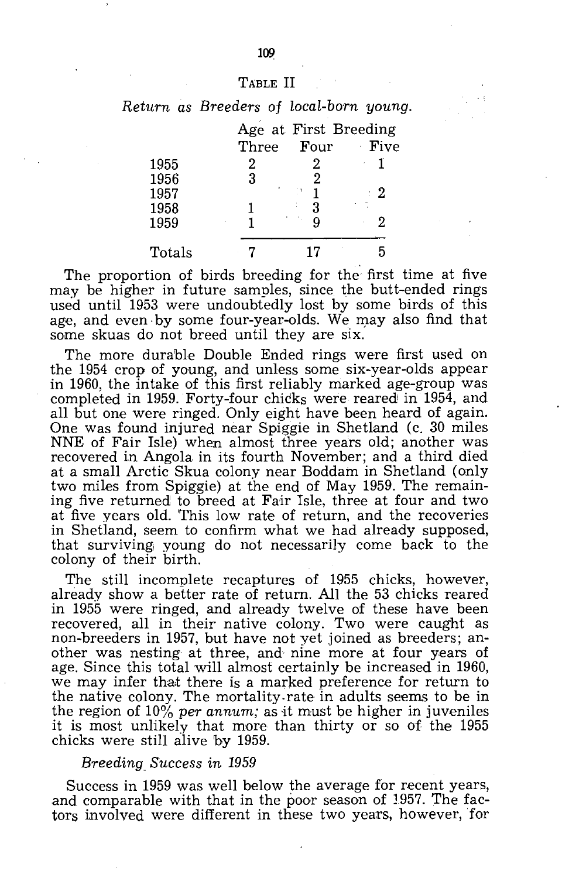TABLE II

*Return as Breeders of local-born young.*

| | Age at First Breeding | | |
|---|---|---|---|
| | Three | Four | Five |
| 1955 | 2 | 2 | 1 |
| 1956 | 3 | 2 | |
| 1957 | | 1 | 2 |
| 1958 | 1 | 3 | |
| 1959 | 1 | 9 | 2 |
| Totals | 7 | 17 | 5 |

The proportion of birds breeding for the first time at five may be higher in future samples, since the butt-ended rings used until 1953 were undoubtedly lost by some birds of this age, and even by some four-year-olds. We may also find that some skuas do not breed until they are six.

The more durable Double Ended rings were first used on the 1954 crop of young, and unless some six-year-olds appear in 1960, the intake of this first reliably marked age-group was completed in 1959. Forty-four chicks were reared in 1954, and all but one were ringed. Only eight have been heard of again. One was found injured near Spiggie in Shetland (c. 30 miles NNE of Fair Isle) when almost three years old; another was recovered in Angola in its fourth November; and a third died at a small Arctic Skua colony near Boddam in Shetland (only two miles from Spiggie) at the end of May 1959. The remaining five returned to breed at Fair Isle, three at four and two at five years old. This low rate of return, and the recoveries in Shetland, seem to confirm what we had already supposed, that surviving young do not necessarily come back to the colony of their birth.

The still incomplete recaptures of 1955 chicks, however, already show a better rate of return. All the 53 chicks reared in 1955 were ringed, and already twelve of these have been recovered, all in their native colony. Two were caught as non-breeders in 1957, but have not yet joined as breeders; another was nesting at three, and nine more at four years of age. Since this total will almost certainly be increased in 1960, we may infer that there is a marked preference for return to the native colony. The mortality-rate in adults seems to be in the region of 10% *per annum;* as it must be higher in juveniles it is most unlikely that more than thirty or so of the 1955 chicks were still alive by 1959.

*Breeding Success in 1959*

Success in 1959 was well below the average for recent years, and comparable with that in the poor season of 1957. The factors involved were different in these two years, however, for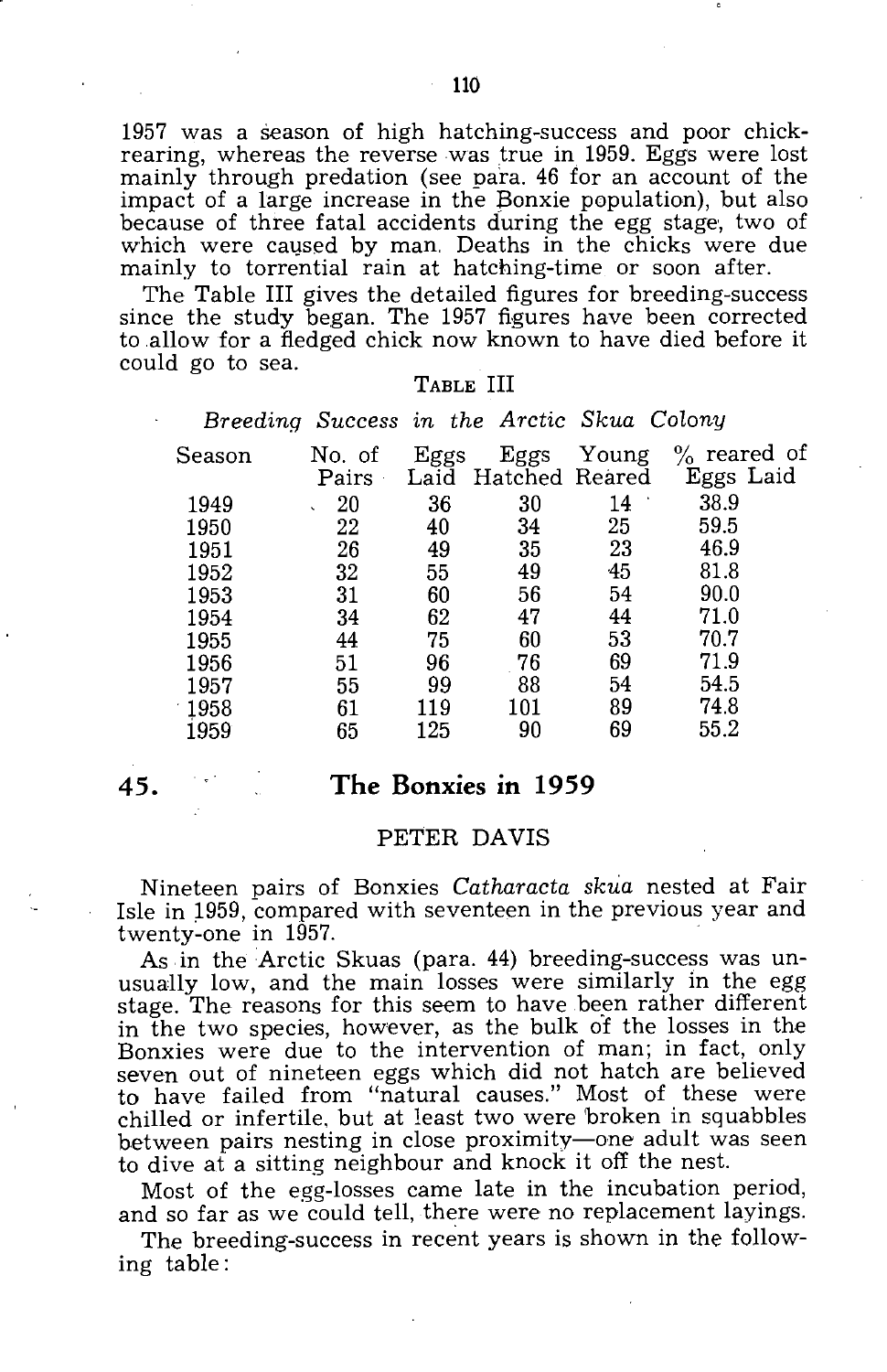1957 was a season of high hatching-success and poor chick-rearing, whereas the reverse was true in 1959. Eggs were lost mainly through predation (see para. 46 for an account of the impact of a large increase in the Bonxie population), but also because of three fatal accidents during the egg stage, two of which were caused by man. Deaths in the chicks were due mainly to torrential rain at hatching-time or soon after.

The Table III gives the detailed figures for breeding-success since the study began. The 1957 figures have been corrected to allow for a fledged chick now known to have died before it could go to sea.

TABLE III

*Breeding Success in the Arctic Skua Colony*

| Season | No. of Pairs | Eggs Laid | Eggs Hatched | Young Reared | % reared of Eggs Laid |
|---|---|---|---|---|---|
| 1949 | 20 | 36 | 30 | 14 | 38.9 |
| 1950 | 22 | 40 | 34 | 25 | 59.5 |
| 1951 | 26 | 49 | 35 | 23 | 46.9 |
| 1952 | 32 | 55 | 49 | 45 | 81.8 |
| 1953 | 31 | 60 | 56 | 54 | 90.0 |
| 1954 | 34 | 62 | 47 | 44 | 71.0 |
| 1955 | 44 | 75 | 60 | 53 | 70.7 |
| 1956 | 51 | 96 | 76 | 69 | 71.9 |
| 1957 | 55 | 99 | 88 | 54 | 54.5 |
| 1958 | 61 | 119 | 101 | 89 | 74.8 |
| 1959 | 65 | 125 | 90 | 69 | 55.2 |

## 45. The Bonxies in 1959

PETER DAVIS

Nineteen pairs of Bonxies *Catharacta skua* nested at Fair Isle in 1959, compared with seventeen in the previous year and twenty-one in 1957.

As in the Arctic Skuas (para. 44) breeding-success was unusually low, and the main losses were similarly in the egg stage. The reasons for this seem to have been rather different in the two species, however, as the bulk of the losses in the Bonxies were due to the intervention of man; in fact, only seven out of nineteen eggs which did not hatch are believed to have failed from "natural causes." Most of these were chilled or infertile, but at least two were broken in squabbles between pairs nesting in close proximity—one adult was seen to dive at a sitting neighbour and knock it off the nest.

Most of the egg-losses came late in the incubation period, and so far as we could tell, there were no replacement layings.

The breeding-success in recent years is shown in the following table: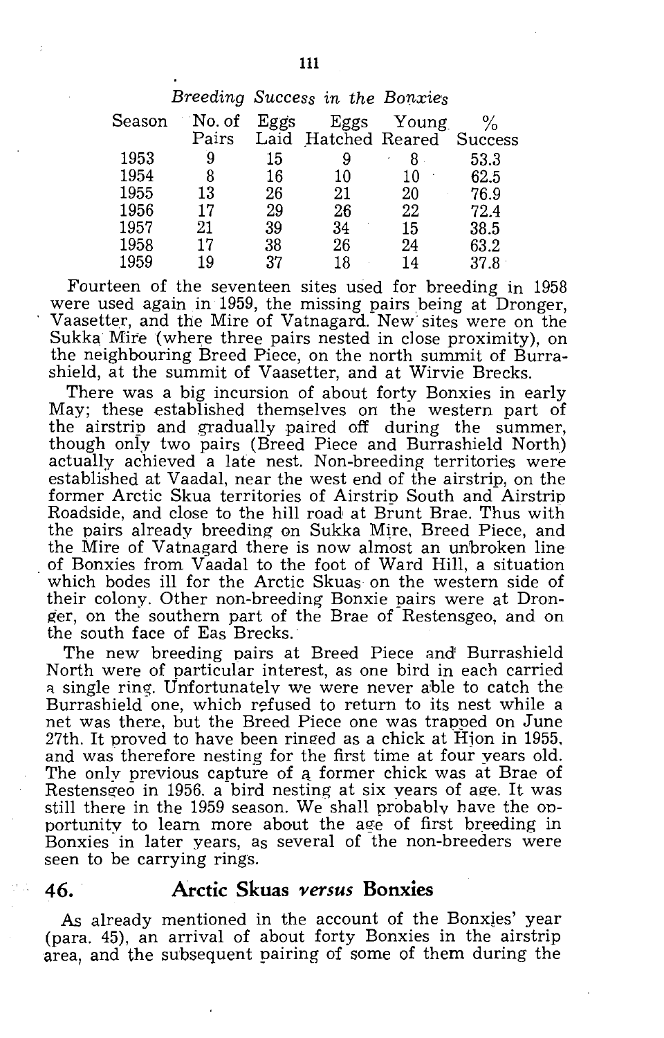*Breeding Success in the Bonxies*

| Season | No. of Pairs | Eggs Laid | Eggs Hatched | Young Reared | % Success |
|---|---|---|---|---|---|
| 1953 | 9 | 15 | 9 | 8 | 53.3 |
| 1954 | 8 | 16 | 10 | 10 | 62.5 |
| 1955 | 13 | 26 | 21 | 20 | 76.9 |
| 1956 | 17 | 29 | 26 | 22 | 72.4 |
| 1957 | 21 | 39 | 34 | 15 | 38.5 |
| 1958 | 17 | 38 | 26 | 24 | 63.2 |
| 1959 | 19 | 37 | 18 | 14 | 37.8 |

Fourteen of the seventeen sites used for breeding in 1958 were used again in 1959, the missing pairs being at Dronger, Vaasetter, and the Mire of Vatnagard. New sites were on the Sukka Mire (where three pairs nested in close proximity), on the neighbouring Breed Piece, on the north summit of Burrashield, at the summit of Vaasetter, and at Wirvie Brecks.

There was a big incursion of about forty Bonxies in early May; these established themselves on the western part of the airstrip and gradually paired off during the summer, though only two pairs (Breed Piece and Burrashield North) actually achieved a late nest. Non-breeding territories were established at Vaadal, near the west end of the airstrip, on the former Arctic Skua territories of Airstrip South and Airstrip Roadside, and close to the hill road at Brunt Brae. Thus with the pairs already breeding on Sukka Mire, Breed Piece, and the Mire of Vatnagard there is now almost an unbroken line of Bonxies from Vaadal to the foot of Ward Hill, a situation which bodes ill for the Arctic Skuas on the western side of their colony. Other non-breeding Bonxie pairs were at Dronger, on the southern part of the Brae of Restensgeo, and on the south face of Eas Brecks.

The new breeding pairs at Breed Piece and Burrashield North were of particular interest, as one bird in each carried a single ring. Unfortunately we were never able to catch the Burrashield one, which refused to return to its nest while a net was there, but the Breed Piece one was trapped on June 27th. It proved to have been ringed as a chick at Hjon in 1955, and was therefore nesting for the first time at four years old. The only previous capture of a former chick was at Brae of Restensgeo in 1956, a bird nesting at six years of age. It was still there in the 1959 season. We shall probably have the opportunity to learn more about the age of first breeding in Bonxies in later years, as several of the non-breeders were seen to be carrying rings.

## 46. Arctic Skuas *versus* Bonxies

As already mentioned in the account of the Bonxies' year (para. 45), an arrival of about forty Bonxies in the airstrip area, and the subsequent pairing of some of them during the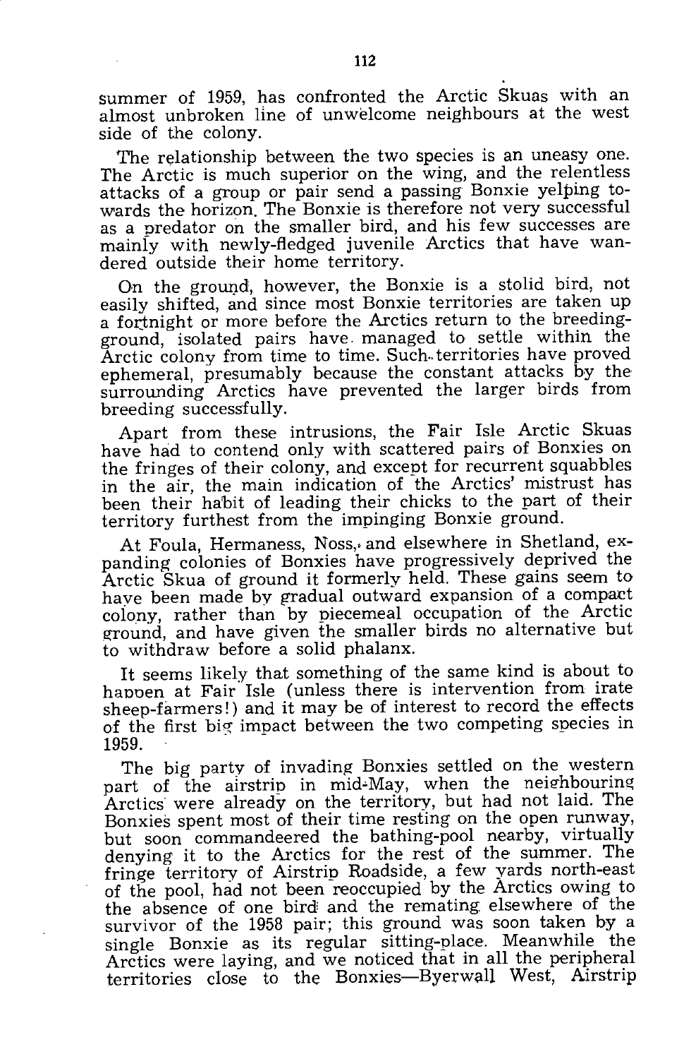summer of 1959, has confronted the Arctic Skuas with an almost unbroken line of unwelcome neighbours at the west side of the colony.

The relationship between the two species is an uneasy one. The Arctic is much superior on the wing, and the relentless attacks of a group or pair send a passing Bonxie yelping towards the horizon. The Bonxie is therefore not very successful as a predator on the smaller bird, and his few successes are mainly with newly-fledged juvenile Arctics that have wandered outside their home territory.

On the ground, however, the Bonxie is a stolid bird, not easily shifted, and since most Bonxie territories are taken up a fortnight or more before the Arctics return to the breeding-ground, isolated pairs have managed to settle within the Arctic colony from time to time. Such territories have proved ephemeral, presumably because the constant attacks by the surrounding Arctics have prevented the larger birds from breeding successfully.

Apart from these intrusions, the Fair Isle Arctic Skuas have had to contend only with scattered pairs of Bonxies on the fringes of their colony, and except for recurrent squabbles in the air, the main indication of the Arctics' mistrust has been their habit of leading their chicks to the part of their territory furthest from the impinging Bonxie ground.

At Foula, Hermaness, Noss, and elsewhere in Shetland, expanding colonies of Bonxies have progressively deprived the Arctic Skua of ground it formerly held. These gains seem to have been made by gradual outward expansion of a compact colony, rather than by piecemeal occupation of the Arctic ground, and have given the smaller birds no alternative but to withdraw before a solid phalanx.

It seems likely that something of the same kind is about to happen at Fair Isle (unless there is intervention from irate sheep-farmers!) and it may be of interest to record the effects of the first big impact between the two competing species in 1959.

The big party of invading Bonxies settled on the western part of the airstrip in mid-May, when the neighbouring Arctics were already on the territory, but had not laid. The Bonxies spent most of their time resting on the open runway, but soon commandeered the bathing-pool nearby, virtually denying it to the Arctics for the rest of the summer. The fringe territory of Airstrip Roadside, a few yards north-east of the pool, had not been reoccupied by the Arctics owing to the absence of one bird and the remating elsewhere of the survivor of the 1958 pair; this ground was soon taken by a single Bonxie as its regular sitting-place. Meanwhile the Arctics were laying, and we noticed that in all the peripheral territories close to the Bonxies—Byerwall West, Airstrip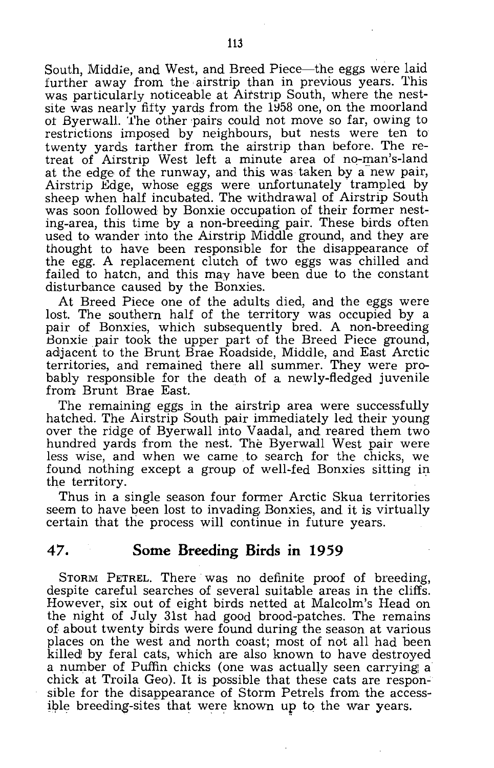South, Middle, and West, and Breed Piece—the eggs were laid further away from the airstrip than in previous years. This was particularly noticeable at Airstrip South, where the nest-site was nearly fifty yards from the 1958 one, on the moorland of Byerwall. The other pairs could not move so far, owing to restrictions imposed by neighbours, but nests were ten to twenty yards farther from the airstrip than before. The retreat of Airstrip West left a minute area of no-man's-land at the edge of the runway, and this was taken by a new pair, Airstrip Edge, whose eggs were unfortunately trampled by sheep when half incubated. The withdrawal of Airstrip South was soon followed by Bonxie occupation of their former nesting-area, this time by a non-breeding pair. These birds often used to wander into the Airstrip Middle ground, and they are thought to have been responsible for the disappearance of the egg. A replacement clutch of two eggs was chilled and failed to hatch, and this may have been due to the constant disturbance caused by the Bonxies.

At Breed Piece one of the adults died, and the eggs were lost. The southern half of the territory was occupied by a pair of Bonxies, which subsequently bred. A non-breeding Bonxie pair took the upper part of the Breed Piece ground, adjacent to the Brunt Brae Roadside, Middle, and East Arctic territories, and remained there all summer. They were probably responsible for the death of a newly-fledged juvenile from Brunt Brae East.

The remaining eggs in the airstrip area were successfully hatched. The Airstrip South pair immediately led their young over the ridge of Byerwall into Vaadal, and reared them two hundred yards from the nest. The Byerwall West pair were less wise, and when we came to search for the chicks, we found nothing except a group of well-fed Bonxies sitting in the territory.

Thus in a single season four former Arctic Skua territories seem to have been lost to invading Bonxies, and it is virtually certain that the process will continue in future years.

## 47. Some Breeding Birds in 1959

STORM PETREL. There was no definite proof of breeding, despite careful searches of several suitable areas in the cliffs. However, six out of eight birds netted at Malcolm's Head on the night of July 31st had good brood-patches. The remains of about twenty birds were found during the season at various places on the west and north coast; most of not all had been killed by feral cats, which are also known to have destroyed a number of Puffin chicks (one was actually seen carrying a chick at Troila Geo). It is possible that these cats are responsible for the disappearance of Storm Petrels from the accessible breeding-sites that were known up to the war years.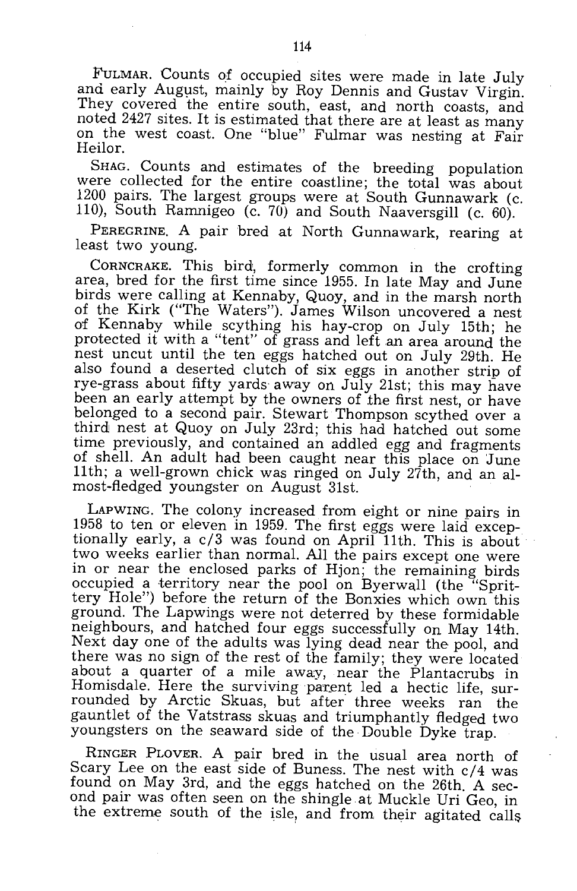FULMAR. Counts of occupied sites were made in late July and early August, mainly by Roy Dennis and Gustav Virgin. They covered the entire south, east, and north coasts, and noted 2427 sites. It is estimated that there are at least as many on the west coast. One "blue" Fulmar was nesting at Fair Heilor.

SHAG. Counts and estimates of the breeding population were collected for the entire coastline; the total was about 1200 pairs. The largest groups were at South Gunnawark (c. 110), South Ramnigeo (c. 70) and South Naaversgill (c. 60).

PEREGRINE. A pair bred at North Gunnawark, rearing at least two young.

CORNCRAKE. This bird, formerly common in the crofting area, bred for the first time since 1955. In late May and June birds were calling at Kennaby, Quoy, and in the marsh north of the Kirk ("The Waters"). James Wilson uncovered a nest of Kennaby while scything his hay-crop on July 15th; he protected it with a "tent" of grass and left an area around the nest uncut until the ten eggs hatched out on July 29th. He also found a deserted clutch of six eggs in another strip of rye-grass about fifty yards away on July 21st; this may have been an early attempt by the owners of the first nest, or have belonged to a second pair. Stewart Thompson scythed over a third nest at Quoy on July 23rd; this had hatched out some time previously, and contained an addled egg and fragments of shell. An adult had been caught near this place on June 11th; a well-grown chick was ringed on July 27th, and an almost-fledged youngster on August 31st.

LAPWING. The colony increased from eight or nine pairs in 1958 to ten or eleven in 1959. The first eggs were laid exceptionally early, a c/3 was found on April 11th. This is about two weeks earlier than normal. All the pairs except one were in or near the enclosed parks of Hjon; the remaining birds occupied a territory near the pool on Byerwall (the "Sprittery Hole") before the return of the Bonxies which own this ground. The Lapwings were not deterred by these formidable neighbours, and hatched four eggs successfully on May 14th. Next day one of the adults was lying dead near the pool, and there was no sign of the rest of the family; they were located about a quarter of a mile away, near the Plantacrubs in Homisdale. Here the surviving parent led a hectic life, surrounded by Arctic Skuas, but after three weeks ran the gauntlet of the Vatstrass skuas and triumphantly fledged two youngsters on the seaward side of the Double Dyke trap.

RINGER PLOVER. A pair bred in the usual area north of Scary Lee on the east side of Buness. The nest with c/4 was found on May 3rd, and the eggs hatched on the 26th. A second pair was often seen on the shingle at Muckle Uri Geo, in the extreme south of the isle, and from their agitated calls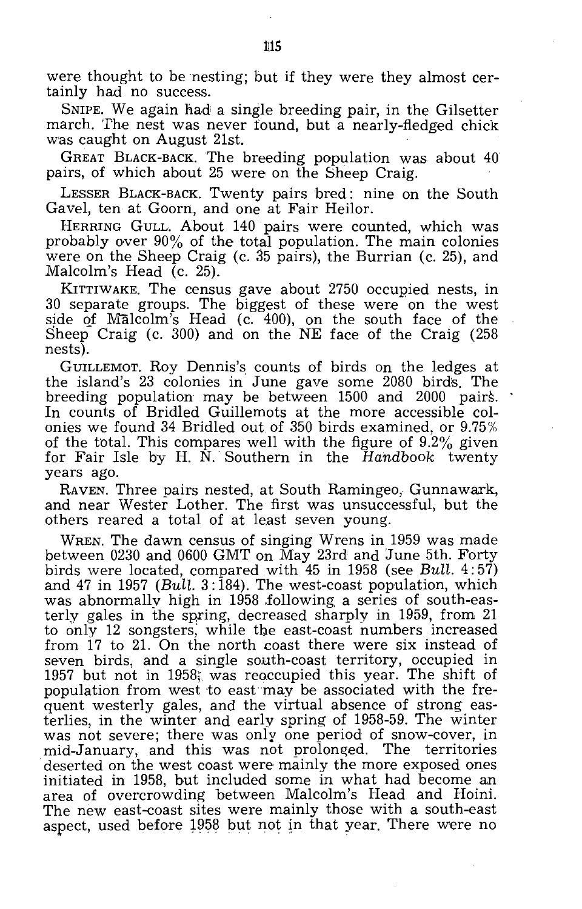were thought to be nesting; but if they were they almost certainly had no success.

SNIPE. We again had a single breeding pair, in the Gilsetter march. The nest was never found, but a nearly-fledged chick was caught on August 21st.

GREAT BLACK-BACK. The breeding population was about 40 pairs, of which about 25 were on the Sheep Craig.

LESSER BLACK-BACK. Twenty pairs bred: nine on the South Gavel, ten at Goorn, and one at Fair Heilor.

HERRING GULL. About 140 pairs were counted, which was probably over 90% of the total population. The main colonies were on the Sheep Craig (c. 35 pairs), the Burrian (c. 25), and Malcolm's Head (c. 25).

KITTIWAKE. The census gave about 2750 occupied nests, in 30 separate groups. The biggest of these were on the west side of Malcolm's Head (c. 400), on the south face of the Sheep Craig (c. 300) and on the NE face of the Craig (258 nests).

GUILLEMOT. Roy Dennis's counts of birds on the ledges at the island's 23 colonies in June gave some 2080 birds. The breeding population may be between 1500 and 2000 pairs. In counts of Bridled Guillemots at the more accessible colonies we found 34 Bridled out of 350 birds examined, or 9.75% of the total. This compares well with the figure of 9.2% given for Fair Isle by H. N. Southern in the *Handbook* twenty years ago.

RAVEN. Three pairs nested, at South Ramingeo, Gunnawark, and near Wester Lother. The first was unsuccessful, but the others reared a total of at least seven young.

WREN. The dawn census of singing Wrens in 1959 was made between 0230 and 0600 GMT on May 23rd and June 5th. Forty birds were located, compared with 45 in 1958 (see *Bull.* 4:57) and 47 in 1957 (*Bull.* 3:184). The west-coast population, which was abnormally high in 1958 following a series of south-easterly gales in the spring, decreased sharply in 1959, from 21 to only 12 songsters, while the east-coast numbers increased from 17 to 21. On the north coast there were six instead of seven birds, and a single south-coast territory, occupied in 1957 but not in 1958, was reoccupied this year. The shift of population from west to east may be associated with the frequent westerly gales, and the virtual absence of strong easterlies, in the winter and early spring of 1958-59. The winter was not severe; there was only one period of snow-cover, in mid-January, and this was not prolonged. The territories deserted on the west coast were mainly the more exposed ones initiated in 1958, but included some in what had become an area of overcrowding between Malcolm's Head and Hoini. The new east-coast sites were mainly those with a south-east aspect, used before 1958 but not in that year. There were no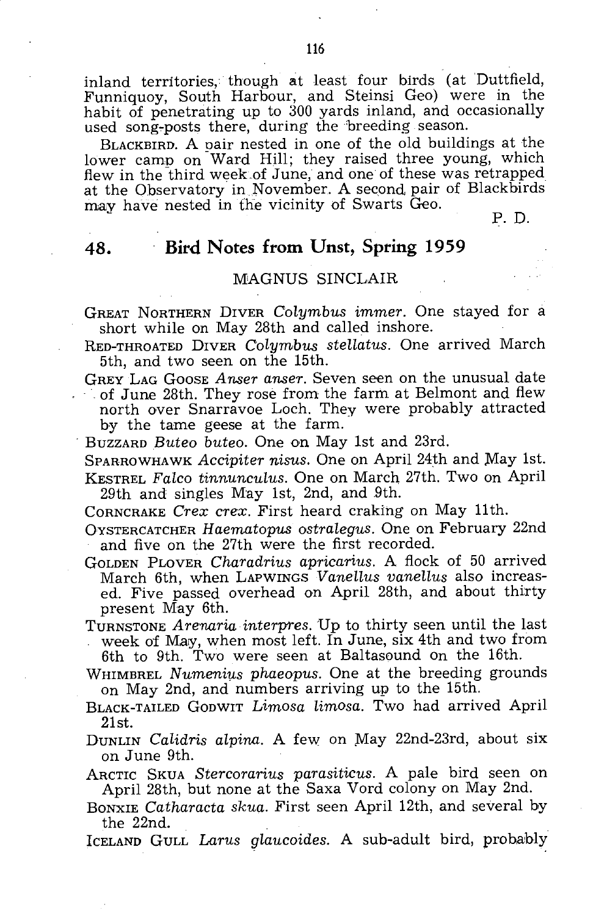inland territories, though at least four birds (at Duttfield, Funniquoy, South Harbour, and Steinsi Geo) were in the habit of penetrating up to 300 yards inland, and occasionally used song-posts there, during the breeding season.

BLACKBIRD. A pair nested in one of the old buildings at the lower camp on Ward Hill; they raised three young, which flew in the third week of June, and one of these was retrapped at the Observatory in November. A second pair of Blackbirds may have nested in the vicinity of Swarts Geo.

P. D.

## 48. Bird Notes from Unst, Spring 1959

MAGNUS SINCLAIR

GREAT NORTHERN DIVER *Colymbus immer*. One stayed for a short while on May 28th and called inshore.

RED-THROATED DIVER *Colymbus stellatus*. One arrived March 5th, and two seen on the 15th.

GREY LAG GOOSE *Anser anser*. Seven seen on the unusual date of June 28th. They rose from the farm at Belmont and flew north over Snarravoe Loch. They were probably attracted by the tame geese at the farm.

BUZZARD *Buteo buteo*. One on May 1st and 23rd.

SPARROWHAWK *Accipiter nisus*. One on April 24th and May 1st.

KESTREL *Falco tinnunculus*. One on March 27th. Two on April 29th and singles May 1st, 2nd, and 9th.

CORNCRAKE *Crex crex*. First heard craking on May 11th.

OYSTERCATCHER *Haematopus ostralegus*. One on February 22nd and five on the 27th were the first recorded.

GOLDEN PLOVER *Charadrius apricarius*. A flock of 50 arrived March 6th, when LAPWINGS *Vanellus vanellus* also increased. Five passed overhead on April 28th, and about thirty present May 6th.

TURNSTONE *Arenaria interpres*. Up to thirty seen until the last week of May, when most left. In June, six 4th and two from 6th to 9th. Two were seen at Baltasound on the 16th.

WHIMBREL *Numenius phaeopus*. One at the breeding grounds on May 2nd, and numbers arriving up to the 15th.

BLACK-TAILED GODWIT *Limosa limosa*. Two had arrived April 21st.

DUNLIN *Calidris alpina*. A few on May 22nd-23rd, about six on June 9th.

ARCTIC SKUA *Stercorarius parasiticus*. A pale bird seen on April 28th, but none at the Saxa Vord colony on May 2nd.

BONXIE *Catharacta skua*. First seen April 12th, and several by the 22nd.

ICELAND GULL *Larus glaucoides*. A sub-adult bird, probably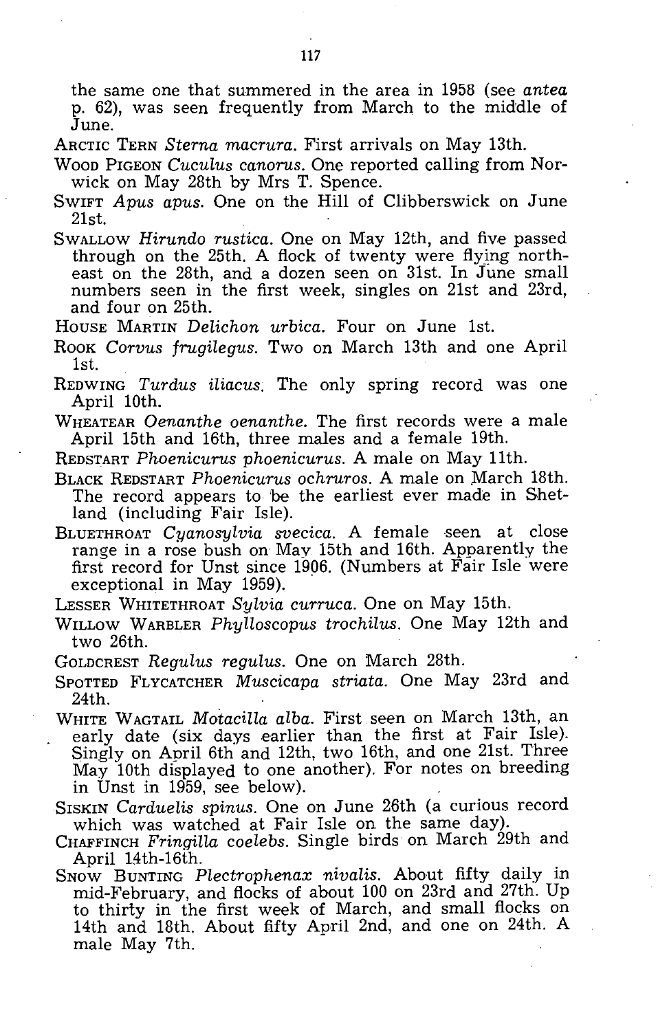the same one that summered in the area in 1958 (see *antea* p. 62), was seen frequently from March to the middle of June.

ARCTIC TERN *Sterna macrura*. First arrivals on May 13th.

WOOD PIGEON *Cuculus canorus*. One reported calling from Norwick on May 28th by Mrs T. Spence.

SWIFT *Apus apus*. One on the Hill of Clibberswick on June 21st.

SWALLOW *Hirundo rustica*. One on May 12th, and five passed through on the 25th. A flock of twenty were flying northeast on the 28th, and a dozen seen on 31st. In June small numbers seen in the first week, singles on 21st and 23rd, and four on 25th.

HOUSE MARTIN *Delichon urbica*. Four on June 1st.

ROOK *Corvus frugilegus*. Two on March 13th and one April 1st.

REDWING *Turdus iliacus*. The only spring record was one April 10th.

WHEATEAR *Oenanthe oenanthe*. The first records were a male April 15th and 16th, three males and a female 19th.

REDSTART *Phoenicurus phoenicurus*. A male on May 11th.

BLACK REDSTART *Phoenicurus ochruros*. A male on March 18th. The record appears to be the earliest ever made in Shetland (including Fair Isle).

BLUETHROAT *Cyanosylvia svecica*. A female seen at close range in a rose bush on May 15th and 16th. Apparently the first record for Unst since 1906. (Numbers at Fair Isle were exceptional in May 1959).

LESSER WHITETHROAT *Sylvia curruca*. One on May 15th.

WILLOW WARBLER *Phylloscopus trochilus*. One May 12th and two 26th.

GOLDCREST *Regulus regulus*. One on March 28th.

SPOTTED FLYCATCHER *Muscicapa striata*. One May 23rd and 24th.

WHITE WAGTAIL *Motacilla alba*. First seen on March 13th, an early date (six days earlier than the first at Fair Isle). Singly on April 6th and 12th, two 16th, and one 21st. Three May 10th displayed to one another). For notes on breeding in Unst in 1959, see below).

SISKIN *Carduelis spinus*. One on June 26th (a curious record which was watched at Fair Isle on the same day).

CHAFFINCH *Fringilla coelebs*. Single birds on March 29th and April 14th-16th.

SNOW BUNTING *Plectrophenax nivalis*. About fifty daily in mid-February, and flocks of about 100 on 23rd and 27th. Up to thirty in the first week of March, and small flocks on 14th and 18th. About fifty April 2nd, and one on 24th. A male May 7th.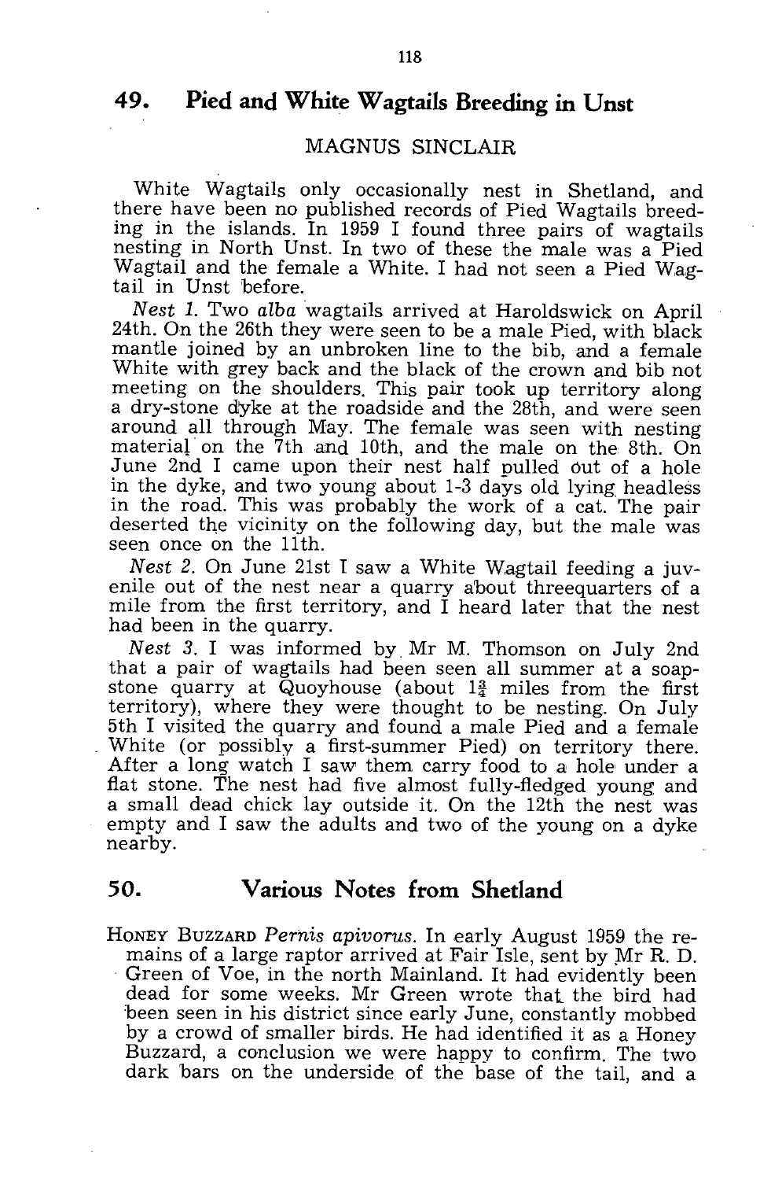## 49. Pied and White Wagtails Breeding in Unst

MAGNUS SINCLAIR

White Wagtails only occasionally nest in Shetland, and there have been no published records of Pied Wagtails breeding in the islands. In 1959 I found three pairs of wagtails nesting in North Unst. In two of these the male was a Pied Wagtail and the female a White. I had not seen a Pied Wagtail in Unst before.

*Nest 1.* Two *alba* wagtails arrived at Haroldswick on April 24th. On the 26th they were seen to be a male Pied, with black mantle joined by an unbroken line to the bib, and a female White with grey back and the black of the crown and bib not meeting on the shoulders. This pair took up territory along a dry-stone dyke at the roadside and the 28th, and were seen around all through May. The female was seen with nesting material on the 7th and 10th, and the male on the 8th. On June 2nd I came upon their nest half pulled out of a hole in the dyke, and two young about 1-3 days old lying headless in the road. This was probably the work of a cat. The pair deserted the vicinity on the following day, but the male was seen once on the 11th.

*Nest 2.* On June 21st I saw a White Wagtail feeding a juvenile out of the nest near a quarry about threequarters of a mile from the first territory, and I heard later that the nest had been in the quarry.

*Nest 3.* I was informed by Mr M. Thomson on July 2nd that a pair of wagtails had been seen all summer at a soapstone quarry at Quoyhouse (about 1¾ miles from the first territory), where they were thought to be nesting. On July 5th I visited the quarry and found a male Pied and a female White (or possibly a first-summer Pied) on territory there. After a long watch I saw them carry food to a hole under a flat stone. The nest had five almost fully-fledged young and a small dead chick lay outside it. On the 12th the nest was empty and I saw the adults and two of the young on a dyke nearby.

## 50. Various Notes from Shetland

HONEY BUZZARD *Pernis apivorus*. In early August 1959 the remains of a large raptor arrived at Fair Isle, sent by Mr R. D. Green of Voe, in the north Mainland. It had evidently been dead for some weeks. Mr Green wrote that the bird had been seen in his district since early June, constantly mobbed by a crowd of smaller birds. He had identified it as a Honey Buzzard, a conclusion we were happy to confirm. The two dark bars on the underside of the base of the tail, and a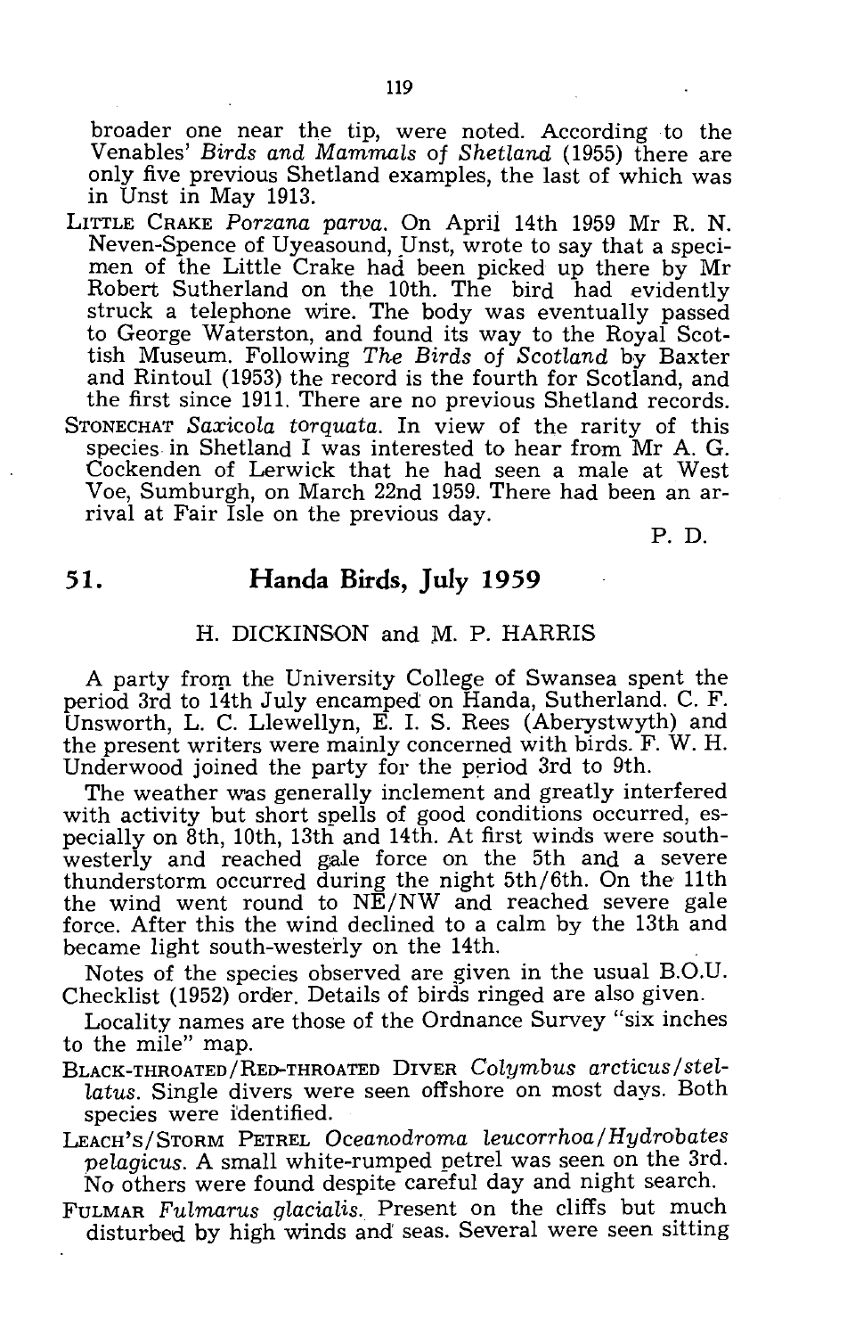broader one near the tip, were noted. According to the Venables' *Birds and Mammals of Shetland* (1955) there are only five previous Shetland examples, the last of which was in Unst in May 1913.

LITTLE CRAKE *Porzana parva*. On April 14th 1959 Mr R. N. Neven-Spence of Uyeasound, Unst, wrote to say that a specimen of the Little Crake had been picked up there by Mr Robert Sutherland on the 10th. The bird had evidently struck a telephone wire. The body was eventually passed to George Waterston, and found its way to the Royal Scottish Museum. Following *The Birds of Scotland* by Baxter and Rintoul (1953) the record is the fourth for Scotland, and the first since 1911. There are no previous Shetland records.

STONECHAT *Saxicola torquata*. In view of the rarity of this species in Shetland I was interested to hear from Mr A. G. Cockenden of Lerwick that he had seen a male at West Voe, Sumburgh, on March 22nd 1959. There had been an arrival at Fair Isle on the previous day.

P. D.

## 51. Handa Birds, July 1959

H. DICKINSON and M. P. HARRIS

A party from the University College of Swansea spent the period 3rd to 14th July encamped on Handa, Sutherland. C. F. Unsworth, L. C. Llewellyn, E. I. S. Rees (Aberystwyth) and the present writers were mainly concerned with birds. F. W. H. Underwood joined the party for the period 3rd to 9th.

The weather was generally inclement and greatly interfered with activity but short spells of good conditions occurred, especially on 8th, 10th, 13th and 14th. At first winds were south-westerly and reached gale force on the 5th and a severe thunderstorm occurred during the night 5th/6th. On the 11th the wind went round to NE/NW and reached severe gale force. After this the wind declined to a calm by the 13th and became light south-westerly on the 14th.

Notes of the species observed are given in the usual B.O.U. Checklist (1952) order. Details of birds ringed are also given.

Locality names are those of the Ordnance Survey "six inches to the mile" map.

BLACK-THROATED/RED-THROATED DIVER *Colymbus arcticus/stellatus*. Single divers were seen offshore on most days. Both species were identified.

LEACH'S/STORM PETREL *Oceanodroma leucorrhoa/Hydrobates pelagicus*. A small white-rumped petrel was seen on the 3rd. No others were found despite careful day and night search.

FULMAR *Fulmarus glacialis*. Present on the cliffs but much disturbed by high winds and seas. Several were seen sitting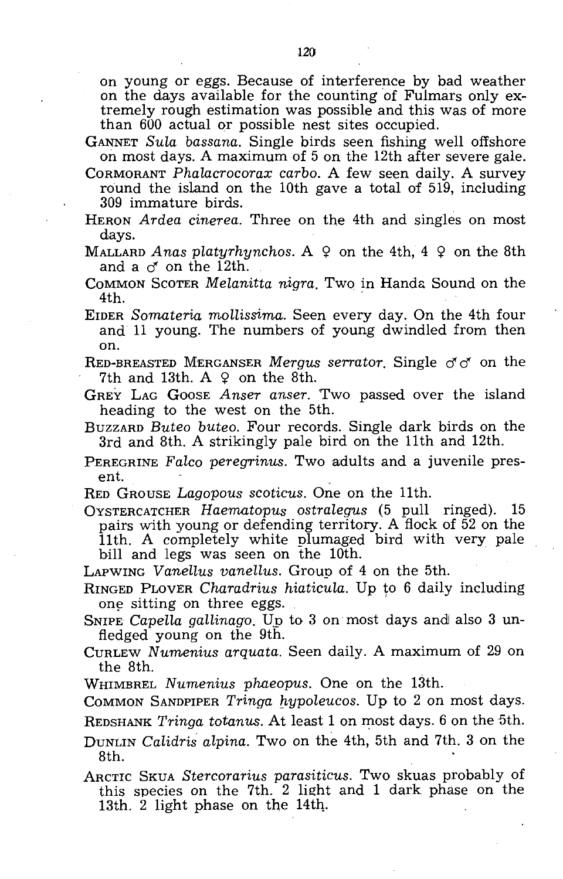on young or eggs. Because of interference by bad weather on the days available for the counting of Fulmars only extremely rough estimation was possible and this was of more than 600 actual or possible nest sites occupied.

GANNET *Sula bassana*. Single birds seen fishing well offshore on most days. A maximum of 5 on the 12th after severe gale.

CORMORANT *Phalacrocorax carbo*. A few seen daily. A survey round the island on the 10th gave a total of 519, including 309 immature birds.

HERON *Ardea cinerea*. Three on the 4th and singles on most days.

MALLARD *Anas platyrhynchos*. A ♀ on the 4th, 4 ♀ on the 8th and a ♂ on the 12th.

COMMON SCOTER *Melanitta nigra*. Two in Handa Sound on the 4th.

EIDER *Somateria mollissima*. Seen every day. On the 4th four and 11 young. The numbers of young dwindled from then on.

RED-BREASTED MERGANSER *Mergus serrator*. Single ♂♂ on the 7th and 13th. A ♀ on the 8th.

GREY LAG GOOSE *Anser anser*. Two passed over the island heading to the west on the 5th.

BUZZARD *Buteo buteo*. Four records. Single dark birds on the 3rd and 8th. A strikingly pale bird on the 11th and 12th.

PEREGRINE *Falco peregrinus*. Two adults and a juvenile present.

RED GROUSE *Lagopous scoticus*. One on the 11th.

OYSTERCATCHER *Haematopus ostralegus* (5 pull ringed). 15 pairs with young or defending territory. A flock of 52 on the 11th. A completely white plumaged bird with very pale bill and legs was seen on the 10th.

LAPWING *Vanellus vanellus*. Group of 4 on the 5th.

RINGED PLOVER *Charadrius hiaticula*. Up to 6 daily including one sitting on three eggs.

SNIPE *Capella gallinago*. Up to 3 on most days and also 3 unfledged young on the 9th.

CURLEW *Numenius arquata*. Seen daily. A maximum of 29 on the 8th.

WHIMBREL *Numenius phaeopus*. One on the 13th.

COMMON SANDPIPER *Tringa hypoleucos*. Up to 2 on most days.

REDSHANK *Tringa totanus*. At least 1 on most days. 6 on the 5th.

DUNLIN *Calidris alpina*. Two on the 4th, 5th and 7th. 3 on the 8th.

ARCTIC SKUA *Stercorarius parasiticus*. Two skuas probably of this species on the 7th. 2 light and 1 dark phase on the 13th. 2 light phase on the 14th.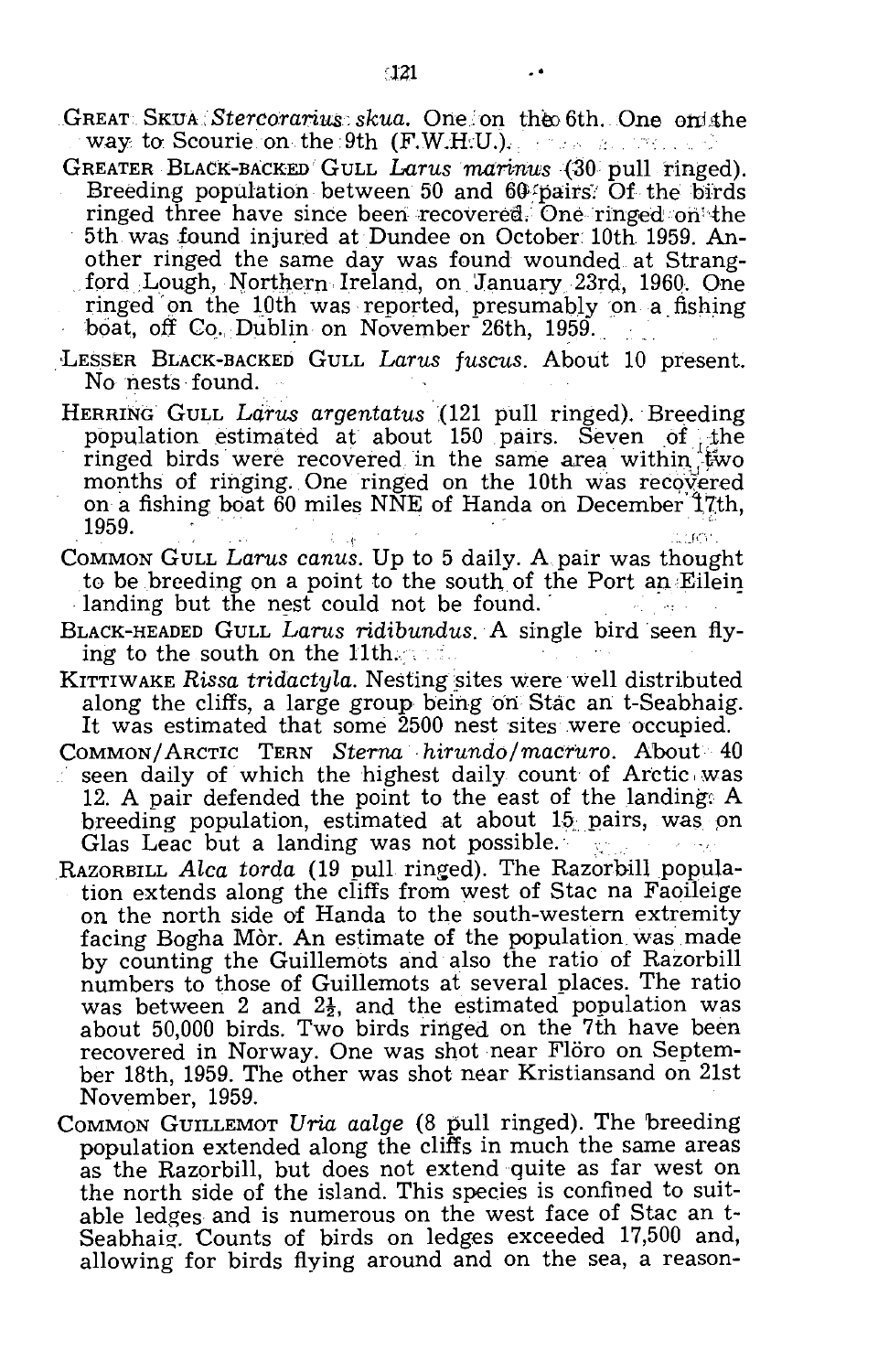GREAT SKUA *Stercorarius skua*. One on the 6th. One on the way to Scourie on the 9th (F.W.H.U.).

GREATER BLACK-BACKED GULL *Larus marinus* (30 pull ringed). Breeding population between 50 and 60 pairs. Of the birds ringed three have since been recovered. One ringed on the 5th was found injured at Dundee on October 10th 1959. Another ringed the same day was found wounded at Strangford Lough, Northern Ireland, on January 23rd, 1960. One ringed on the 10th was reported, presumably on a fishing boat, off Co. Dublin on November 26th, 1959.

LESSER BLACK-BACKED GULL *Larus fuscus*. About 10 present. No nests found.

HERRING GULL *Larus argentatus* (121 pull ringed). Breeding population estimated at about 150 pairs. Seven of the ringed birds were recovered in the same area within two months of ringing. One ringed on the 10th was recovered on a fishing boat 60 miles NNE of Handa on December 17th, 1959.

COMMON GULL *Larus canus*. Up to 5 daily. A pair was thought to be breeding on a point to the south of the Port an Eilein landing but the nest could not be found.

BLACK-HEADED GULL *Larus ridibundus*. A single bird seen flying to the south on the 11th.

KITTIWAKE *Rissa tridactyla*. Nesting sites were well distributed along the cliffs, a large group being on Stac an t-Seabhaig. It was estimated that some 2500 nest sites were occupied.

COMMON/ARCTIC TERN *Sterna hirundo/macruro*. About 40 seen daily of which the highest daily count of Arctic was 12. A pair defended the point to the east of the landing. A breeding population, estimated at about 15 pairs, was on Glas Leac but a landing was not possible.

RAZORBILL *Alca torda* (19 pull ringed). The Razorbill population extends along the cliffs from west of Stac na Faoileige on the north side of Handa to the south-western extremity facing Bogha Mòr. An estimate of the population was made by counting the Guillemots and also the ratio of Razorbill numbers to those of Guillemots at several places. The ratio was between 2 and 2½, and the estimated population was about 50,000 birds. Two birds ringed on the 7th have been recovered in Norway. One was shot near Flöro on September 18th, 1959. The other was shot near Kristiansand on 21st November, 1959.

COMMON GUILLEMOT *Uria aalge* (8 pull ringed). The breeding population extended along the cliffs in much the same areas as the Razorbill, but does not extend quite as far west on the north side of the island. This species is confined to suitable ledges and is numerous on the west face of Stac an t-Seabhaig. Counts of birds on ledges exceeded 17,500 and, allowing for birds flying around and on the sea, a reason-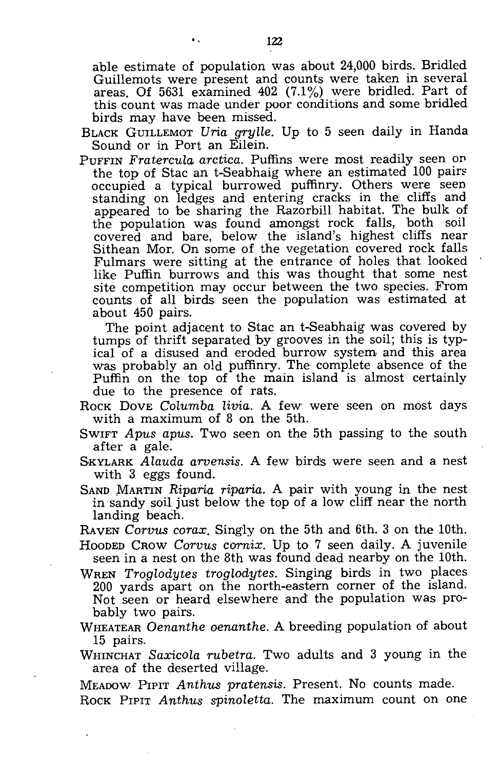able estimate of population was about 24,000 birds. Bridled Guillemots were present and counts were taken in several areas. Of 5631 examined 402 (7.1%) were bridled. Part of this count was made under poor conditions and some bridled birds may have been missed.

BLACK GUILLEMOT *Uria grylle*. Up to 5 seen daily in Handa Sound or in Port an Eilein.

PUFFIN *Fratercula arctica*. Puffins were most readily seen on the top of Stac an t-Seabhaig where an estimated 100 pairs occupied a typical burrowed puffinry. Others were seen standing on ledges and entering cracks in the cliffs and appeared to be sharing the Razorbill habitat. The bulk of the population was found amongst rock falls, both soil covered and bare, below the island's highest cliffs near Sithean Mor. On some of the vegetation covered rock falls Fulmars were sitting at the entrance of holes that looked like Puffin burrows and this was thought that some nest site competition may occur between the two species. From counts of all birds seen the population was estimated at about 450 pairs.

The point adjacent to Stac an t-Seabhaig was covered by tumps of thrift separated by grooves in the soil; this is typical of a disused and eroded burrow system and this area was probably an old puffinry. The complete absence of the Puffin on the top of the main island is almost certainly due to the presence of rats.

ROCK DOVE *Columba livia*. A few were seen on most days with a maximum of 8 on the 5th.

SWIFT *Apus apus*. Two seen on the 5th passing to the south after a gale.

SKYLARK *Alauda arvensis*. A few birds were seen and a nest with 3 eggs found.

SAND MARTIN *Riparia riparia*. A pair with young in the nest in sandy soil just below the top of a low cliff near the north landing beach.

RAVEN *Corvus corax*. Singly on the 5th and 6th. 3 on the 10th.

HOODED CROW *Corvus cornix*. Up to 7 seen daily. A juvenile seen in a nest on the 8th was found dead nearby on the 10th.

WREN *Troglodytes troglodytes*. Singing birds in two places 200 yards apart on the north-eastern corner of the island. Not seen or heard elsewhere and the population was probably two pairs.

WHEATEAR *Oenanthe oenanthe*. A breeding population of about 15 pairs.

WHINCHAT *Saxicola rubetra*. Two adults and 3 young in the area of the deserted village.

MEADOW PIPIT *Anthus pratensis*. Present. No counts made.

ROCK PIPIT *Anthus spinoletta*. The maximum count on one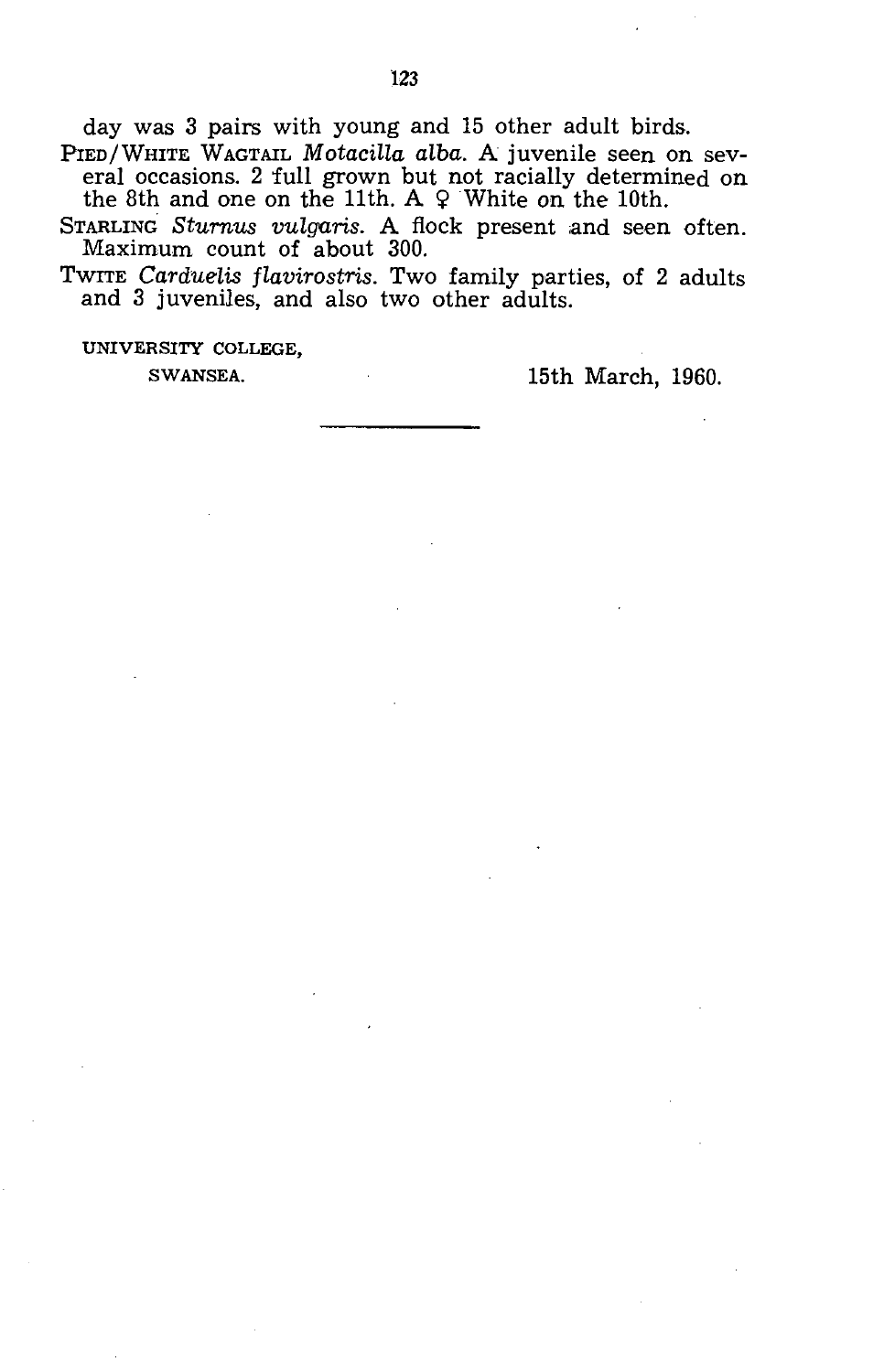day was 3 pairs with young and 15 other adult birds.

PIED/WHITE WAGTAIL *Motacilla alba*. A juvenile seen on several occasions. 2 full grown but not racially determined on the 8th and one on the 11th. A ♀ White on the 10th.

STARLING *Sturnus vulgaris*. A flock present and seen often. Maximum count of about 300.

TWITE *Carduelis flavirostris*. Two family parties, of 2 adults and 3 juveniles, and also two other adults.

UNIVERSITY COLLEGE,
SWANSEA.

15th March, 1960.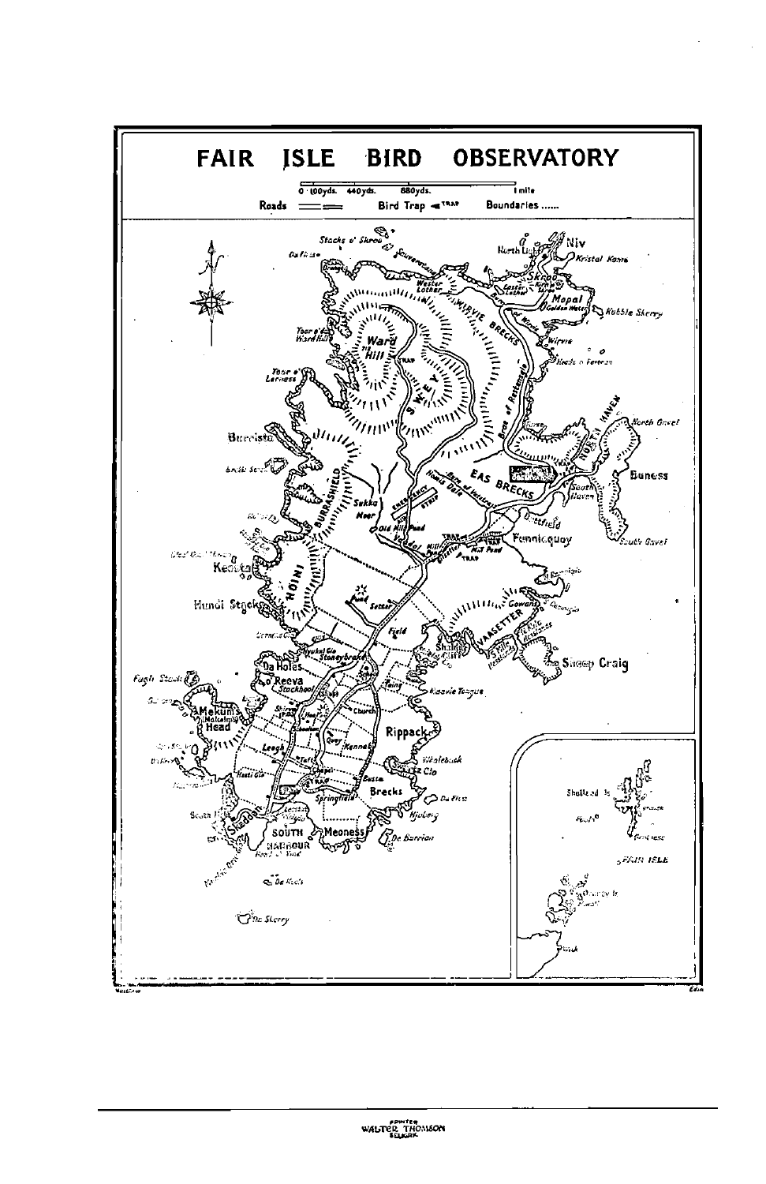FAIR ISLE BIRD OBSERVATORY

0 100yds. 440yds. 880yds. 1 mile

Roads Bird Trap Boundaries ......

PRINTED
WALTER THOMSON
LERWICK